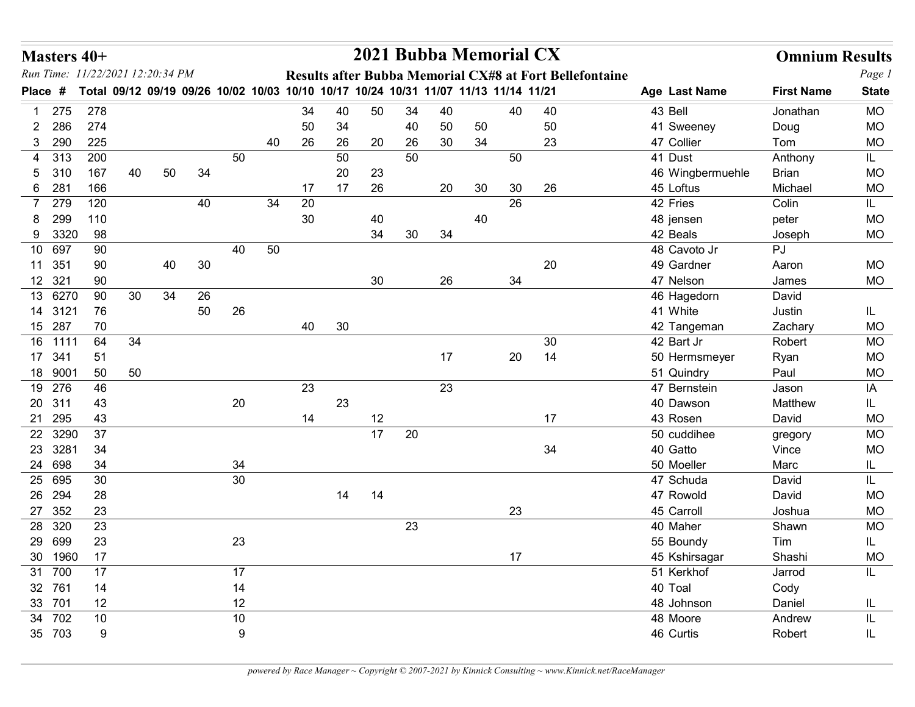# 2021 Bubba Memorial CX

**Masters 40+** | **Omnium Results**

*Run Time: 11/22/2021 12:20:34 PM*

**Results after Bubba Memorial CX#8 at Fort Bellefontaine**

| Place | # | Total | 09/12 | 09/19 | 09/26 | 10/02 | 10/03 | 10/10 | 10/17 | 10/24 | 10/31 | 11/07 | 11/13 | 11/14 | 11/21 | Age | Last Name | First Name | State |
|---|---|---|---|---|---|---|---|---|---|---|---|---|---|---|---|---|---|---|---|
| 1 | 275 | 278 | | | | | | 34 | 40 | 50 | 34 | 40 | | 40 | 40 | 43 | Bell | Jonathan | MO |
| 2 | 286 | 274 | | | | | | 50 | 34 | | 40 | 50 | 50 | | 50 | 41 | Sweeney | Doug | MO |
| 3 | 290 | 225 | | | | | 40 | 26 | 26 | 20 | 26 | 30 | 34 | | 23 | 47 | Collier | Tom | MO |
| 4 | 313 | 200 | | | | 50 | | | 50 | | 50 | | | 50 | | 41 | Dust | Anthony | IL |
| 5 | 310 | 167 | 40 | 50 | 34 | | | | 20 | 23 | | | | | | 46 | Wingbermuehle | Brian | MO |
| 6 | 281 | 166 | | | | | | 17 | 17 | 26 | | 20 | 30 | 30 | 26 | 45 | Loftus | Michael | MO |
| 7 | 279 | 120 | | | 40 | | 34 | 20 | | | | | | 26 | | 42 | Fries | Colin | IL |
| 8 | 299 | 110 | | | | | | 30 | | 40 | | | 40 | | | 48 | jensen | peter | MO |
| 9 | 3320 | 98 | | | | | | | | 34 | 30 | 34 | | | | 42 | Beals | Joseph | MO |
| 10 | 697 | 90 | | | | 40 | 50 | | | | | | | | | 48 | Cavoto Jr | PJ | |
| 11 | 351 | 90 | | 40 | 30 | | | | | | | | | | 20 | 49 | Gardner | Aaron | MO |
| 12 | 321 | 90 | | | | | | | | 30 | | 26 | | 34 | | 47 | Nelson | James | MO |
| 13 | 6270 | 90 | 30 | 34 | 26 | | | | | | | | | | | 46 | Hagedorn | David | |
| 14 | 3121 | 76 | | | 50 | 26 | | | | | | | | | | 41 | White | Justin | IL |
| 15 | 287 | 70 | | | | | | 40 | 30 | | | | | | | 42 | Tangeman | Zachary | MO |
| 16 | 1111 | 64 | 34 | | | | | | | | | | | | 30 | 42 | Bart Jr | Robert | MO |
| 17 | 341 | 51 | | | | | | | | | | 17 | | 20 | 14 | 50 | Hermsmeyer | Ryan | MO |
| 18 | 9001 | 50 | 50 | | | | | | | | | | | | | 51 | Quindry | Paul | MO |
| 19 | 276 | 46 | | | | | | 23 | | | | 23 | | | | 47 | Bernstein | Jason | IA |
| 20 | 311 | 43 | | | | 20 | | | 23 | | | | | | | 40 | Dawson | Matthew | IL |
| 21 | 295 | 43 | | | | | | 14 | | 12 | | | | | 17 | 43 | Rosen | David | MO |
| 22 | 3290 | 37 | | | | | | | | 17 | 20 | | | | | 50 | cuddihee | gregory | MO |
| 23 | 3281 | 34 | | | | | | | | | | | | | 34 | 40 | Gatto | Vince | MO |
| 24 | 698 | 34 | | | | 34 | | | | | | | | | | 50 | Moeller | Marc | IL |
| 25 | 695 | 30 | | | | 30 | | | | | | | | | | 47 | Schuda | David | IL |
| 26 | 294 | 28 | | | | | | | 14 | 14 | | | | | | 47 | Rowold | David | MO |
| 27 | 352 | 23 | | | | | | | | | | | | 23 | | 45 | Carroll | Joshua | MO |
| 28 | 320 | 23 | | | | | | | | | 23 | | | | | 40 | Maher | Shawn | MO |
| 29 | 699 | 23 | | | | 23 | | | | | | | | | | 55 | Boundy | Tim | IL |
| 30 | 1960 | 17 | | | | | | | | | | | | 17 | | 45 | Kshirsagar | Shashi | MO |
| 31 | 700 | 17 | | | | 17 | | | | | | | | | | 51 | Kerkhof | Jarrod | IL |
| 32 | 761 | 14 | | | | 14 | | | | | | | | | | 40 | Toal | Cody | |
| 33 | 701 | 12 | | | | 12 | | | | | | | | | | 48 | Johnson | Daniel | IL |
| 34 | 702 | 10 | | | | 10 | | | | | | | | | | 48 | Moore | Andrew | IL |
| 35 | 703 | 9 | | | | 9 | | | | | | | | | | 46 | Curtis | Robert | IL |

*powered by Race Manager ~ Copyright © 2007-2021 by Kinnick Consulting ~ www.Kinnick.net/RaceManager*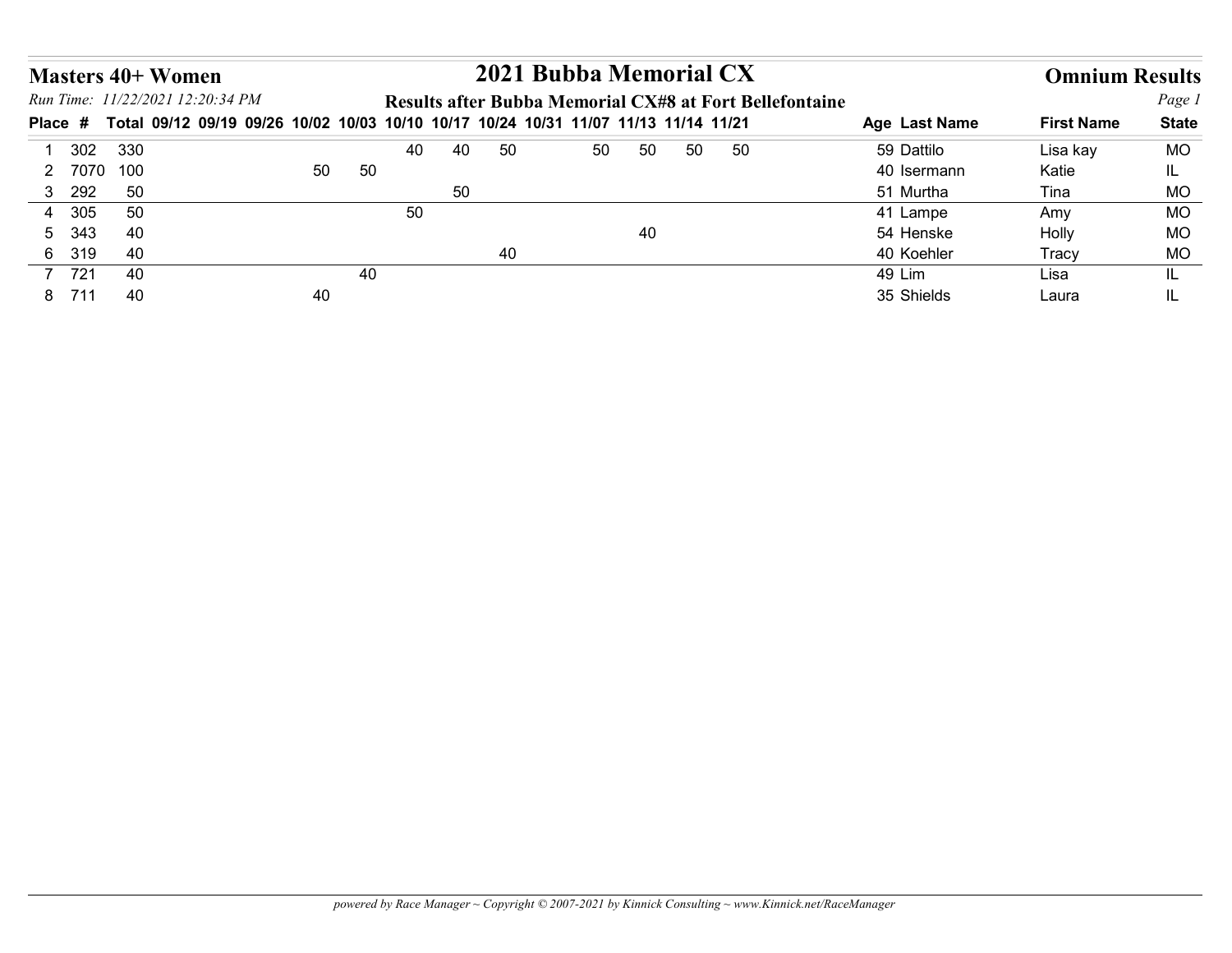## Masters 40+ Women

# 2021 Bubba Memorial CX

## Omnium Results

*Run Time: 11/22/2021 12:20:34 PM*

**Results after Bubba Memorial CX#8 at Fort Bellefontaine**

| Place | # | Total | 09/12 | 09/19 | 09/26 | 10/02 | 10/03 | 10/10 | 10/17 | 10/24 | 10/31 | 11/07 | 11/13 | 11/14 | 11/21 | Age | Last Name | First Name | State |
|---|---|---|---|---|---|---|---|---|---|---|---|---|---|---|---|---|---|---|---|
| 1 | 302 | 330 | | | | | | 40 | 40 | 50 | | 50 | 50 | 50 | 50 | 59 | Dattilo | Lisa kay | MO |
| 2 | 7070 | 100 | | | | 50 | 50 | | | | | | | | | 40 | Isermann | Katie | IL |
| 3 | 292 | 50 | | | | | | | 50 | | | | | | | 51 | Murtha | Tina | MO |
| 4 | 305 | 50 | | | | | | 50 | | | | | | | | 41 | Lampe | Amy | MO |
| 5 | 343 | 40 | | | | | | | | | | | 40 | | | 54 | Henske | Holly | MO |
| 6 | 319 | 40 | | | | | | | | 40 | | | | | | 40 | Koehler | Tracy | MO |
| 7 | 721 | 40 | | | | | 40 | | | | | | | | | 49 | Lim | Lisa | IL |
| 8 | 711 | 40 | | | | 40 | | | | | | | | | | 35 | Shields | Laura | IL |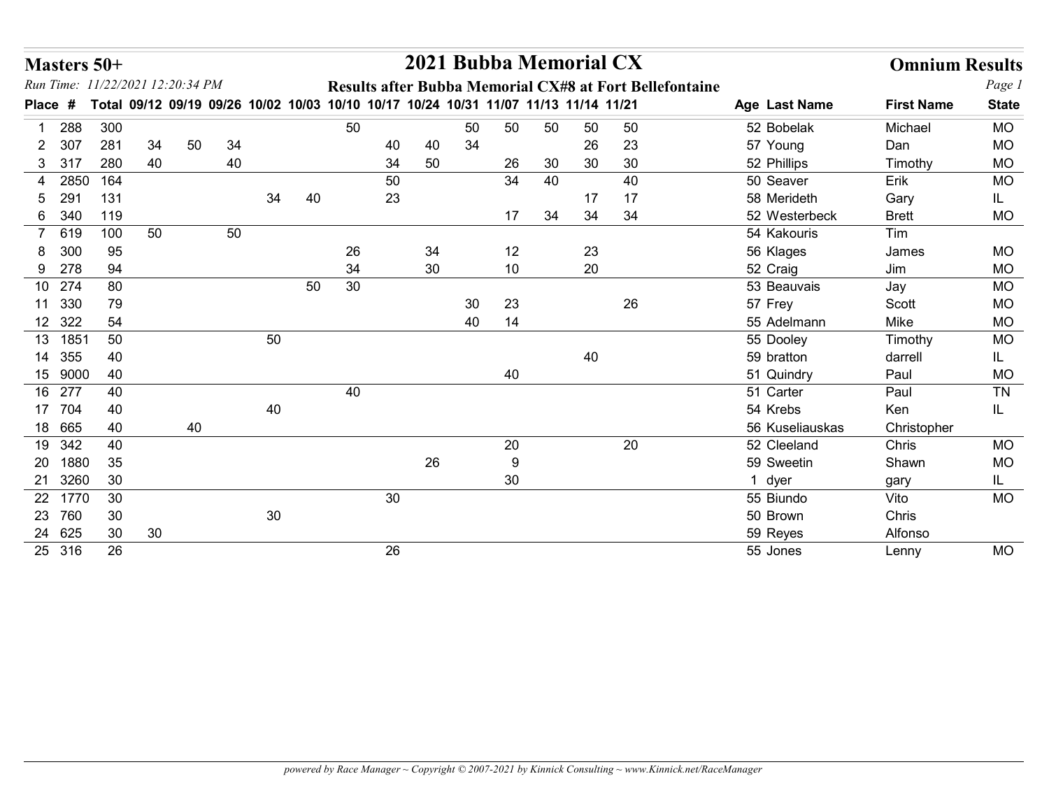# Masters 50+

## 2021 Bubba Memorial CX

**Omnium Results**

*Run Time: 11/22/2021 12:20:34 PM*

**Results after Bubba Memorial CX#8 at Fort Bellefontaine**

| Place | # | Total | 09/12 | 09/19 | 09/26 | 10/02 | 10/03 | 10/10 | 10/17 | 10/24 | 10/31 | 11/07 | 11/13 | 11/14 | 11/21 | Age | Last Name | First Name | State |
|---|---|---|---|---|---|---|---|---|---|---|---|---|---|---|---|---|---|---|---|
| 1 | 288 | 300 | | | | | | 50 | | | 50 | 50 | 50 | 50 | 50 | 52 | Bobelak | Michael | MO |
| 2 | 307 | 281 | 34 | 50 | 34 | | | | 40 | 40 | 34 | | | 26 | 23 | 57 | Young | Dan | MO |
| 3 | 317 | 280 | 40 | | 40 | | | | 34 | 50 | | 26 | 30 | 30 | 30 | 52 | Phillips | Timothy | MO |
| 4 | 2850 | 164 | | | | | | | 50 | | | 34 | 40 | | 40 | 50 | Seaver | Erik | MO |
| 5 | 291 | 131 | | | | 34 | 40 | | 23 | | | | | 17 | 17 | 58 | Merideth | Gary | IL |
| 6 | 340 | 119 | | | | | | | | | | 17 | 34 | 34 | 34 | 52 | Westerbeck | Brett | MO |
| 7 | 619 | 100 | 50 | | 50 | | | | | | | | | | | 54 | Kakouris | Tim | |
| 8 | 300 | 95 | | | | | | 26 | | 34 | | 12 | | 23 | | 56 | Klages | James | MO |
| 9 | 278 | 94 | | | | | | 34 | | 30 | | 10 | | 20 | | 52 | Craig | Jim | MO |
| 10 | 274 | 80 | | | | | 50 | 30 | | | | | | | | 53 | Beauvais | Jay | MO |
| 11 | 330 | 79 | | | | | | | | | 30 | 23 | | | 26 | 57 | Frey | Scott | MO |
| 12 | 322 | 54 | | | | | | | | | 40 | 14 | | | | 55 | Adelmann | Mike | MO |
| 13 | 1851 | 50 | | | | 50 | | | | | | | | | | 55 | Dooley | Timothy | MO |
| 14 | 355 | 40 | | | | | | | | | | | | 40 | | 59 | bratton | darrell | IL |
| 15 | 9000 | 40 | | | | | | | | | | 40 | | | | 51 | Quindry | Paul | MO |
| 16 | 277 | 40 | | | | | | 40 | | | | | | | | 51 | Carter | Paul | TN |
| 17 | 704 | 40 | | | | 40 | | | | | | | | | | 54 | Krebs | Ken | IL |
| 18 | 665 | 40 | | 40 | | | | | | | | | | | | 56 | Kuseliauskas | Christopher | |
| 19 | 342 | 40 | | | | | | | | | | 20 | | | 20 | 52 | Cleeland | Chris | MO |
| 20 | 1880 | 35 | | | | | | | | 26 | | 9 | | | | 59 | Sweetin | Shawn | MO |
| 21 | 3260 | 30 | | | | | | | | | | 30 | | | | 1 | dyer | gary | IL |
| 22 | 1770 | 30 | | | | | | | 30 | | | | | | | 55 | Biundo | Vito | MO |
| 23 | 760 | 30 | | | | 30 | | | | | | | | | | 50 | Brown | Chris | |
| 24 | 625 | 30 | 30 | | | | | | | | | | | | | 59 | Reyes | Alfonso | |
| 25 | 316 | 26 | | | | | | | 26 | | | | | | | 55 | Jones | Lenny | MO |

*powered by Race Manager ~ Copyright © 2007-2021 by Kinnick Consulting ~ www.Kinnick.net/RaceManager*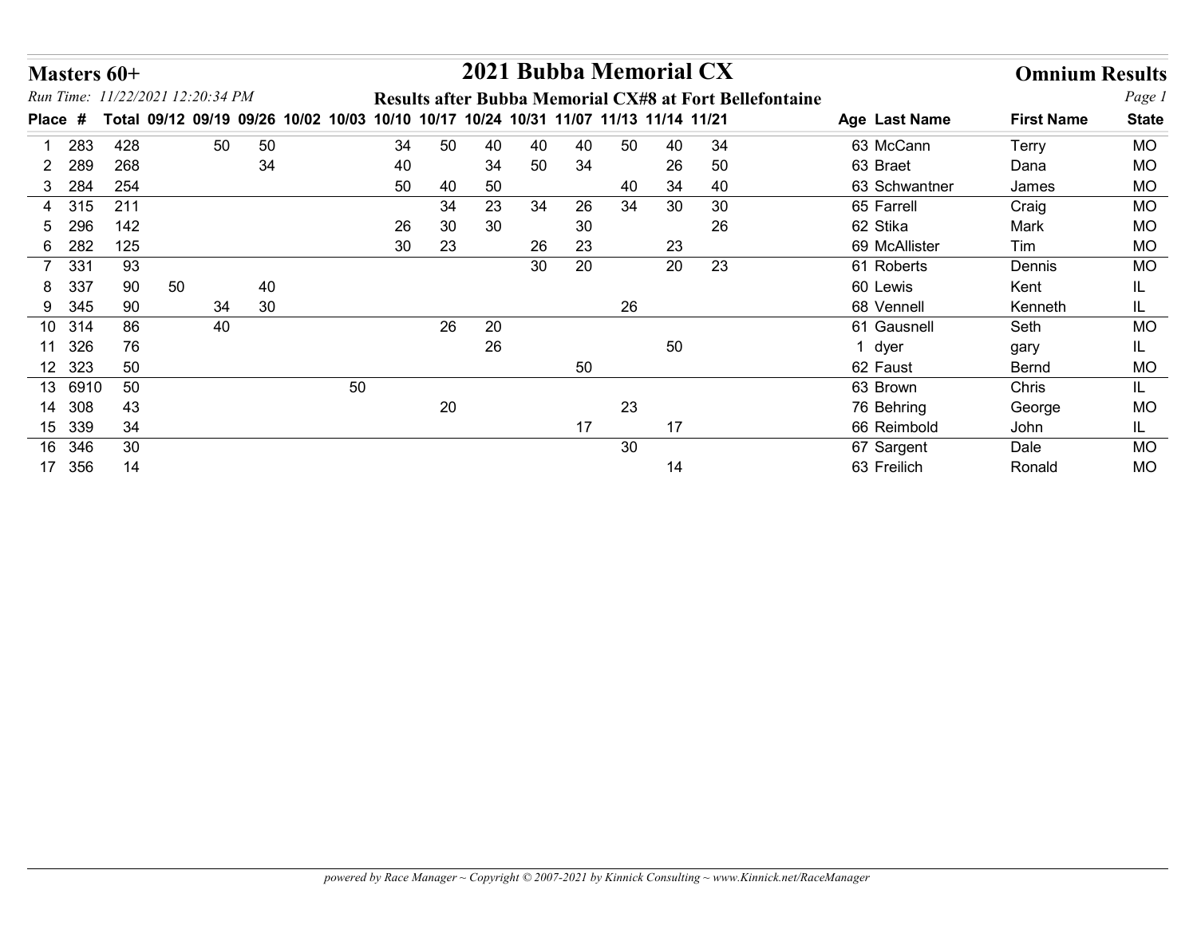# Masters 60+

## 2021 Bubba Memorial CX

**Omnium Results**

*Run Time: 11/22/2021 12:20:34 PM*

**Results after Bubba Memorial CX#8 at Fort Bellefontaine**

| Place | # | Total | 09/12 | 09/19 | 09/26 | 10/02 | 10/03 | 10/10 | 10/17 | 10/24 | 10/31 | 11/07 | 11/13 | 11/14 | 11/21 | Age | Last Name | First Name | State |
|---|---|---|---|---|---|---|---|---|---|---|---|---|---|---|---|---|---|---|---|
| 1 | 283 | 428 | | 50 | 50 | | | 34 | 50 | 40 | 40 | 40 | 50 | 40 | 34 | 63 | McCann | Terry | MO |
| 2 | 289 | 268 | | | 34 | | | 40 | | 34 | 50 | 34 | | 26 | 50 | 63 | Braet | Dana | MO |
| 3 | 284 | 254 | | | | | | 50 | 40 | 50 | | | 40 | 34 | 40 | 63 | Schwantner | James | MO |
| 4 | 315 | 211 | | | | | | | 34 | 23 | 34 | 26 | 34 | 30 | 30 | 65 | Farrell | Craig | MO |
| 5 | 296 | 142 | | | | | | 26 | 30 | 30 | | 30 | | | 26 | 62 | Stika | Mark | MO |
| 6 | 282 | 125 | | | | | | 30 | 23 | | 26 | 23 | | 23 | | 69 | McAllister | Tim | MO |
| 7 | 331 | 93 | | | | | | | | | 30 | 20 | | 20 | 23 | 61 | Roberts | Dennis | MO |
| 8 | 337 | 90 | 50 | | 40 | | | | | | | | | | | 60 | Lewis | Kent | IL |
| 9 | 345 | 90 | | 34 | 30 | | | | | | | | 26 | | | 68 | Vennell | Kenneth | IL |
| 10 | 314 | 86 | | 40 | | | | | 26 | 20 | | | | | | 61 | Gausnell | Seth | MO |
| 11 | 326 | 76 | | | | | | | | 26 | | | | 50 | | 1 | dyer | gary | IL |
| 12 | 323 | 50 | | | | | | | | | | 50 | | | | 62 | Faust | Bernd | MO |
| 13 | 6910 | 50 | | | | | 50 | | | | | | | | | 63 | Brown | Chris | IL |
| 14 | 308 | 43 | | | | | | | 20 | | | | 23 | | | 76 | Behring | George | MO |
| 15 | 339 | 34 | | | | | | | | | | 17 | | 17 | | 66 | Reimbold | John | IL |
| 16 | 346 | 30 | | | | | | | | | | | 30 | | | 67 | Sargent | Dale | MO |
| 17 | 356 | 14 | | | | | | | | | | | | 14 | | 63 | Freilich | Ronald | MO |

*powered by Race Manager ~ Copyright © 2007-2021 by Kinnick Consulting ~ www.Kinnick.net/RaceManager*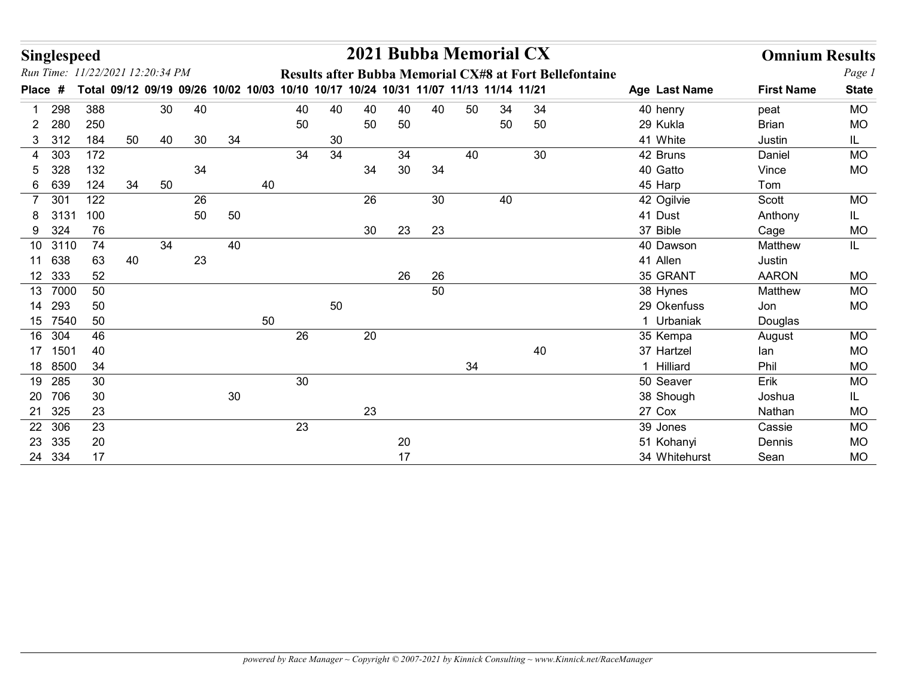# Singlespeed

## 2021 Bubba Memorial CX

**Omnium Results**

*Run Time: 11/22/2021 12:20:34 PM*

**Results after Bubba Memorial CX#8 at Fort Bellefontaine**

| Place | # | Total | 09/12 | 09/19 | 09/26 | 10/02 | 10/03 | 10/10 | 10/17 | 10/24 | 10/31 | 11/07 | 11/13 | 11/14 | 11/21 | Age | Last Name | First Name | State |
|---|---|---|---|---|---|---|---|---|---|---|---|---|---|---|---|---|---|---|---|
| 1 | 298 | 388 | | 30 | 40 | | | 40 | 40 | 40 | 40 | 40 | 50 | 34 | 34 | 40 | henry | peat | MO |
| 2 | 280 | 250 | | | | | | 50 | | 50 | 50 | | | 50 | 50 | 29 | Kukla | Brian | MO |
| 3 | 312 | 184 | 50 | 40 | 30 | 34 | | | 30 | | | | | | | 41 | White | Justin | IL |
| 4 | 303 | 172 | | | | | | 34 | 34 | | 34 | | 40 | | 30 | 42 | Bruns | Daniel | MO |
| 5 | 328 | 132 | | | 34 | | | | | 34 | 30 | 34 | | | | 40 | Gatto | Vince | MO |
| 6 | 639 | 124 | 34 | 50 | | | 40 | | | | | | | | | 45 | Harp | Tom | |
| 7 | 301 | 122 | | | 26 | | | | | 26 | | 30 | | 40 | | 42 | Ogilvie | Scott | MO |
| 8 | 3131 | 100 | | | 50 | 50 | | | | | | | | | | 41 | Dust | Anthony | IL |
| 9 | 324 | 76 | | | | | | | | 30 | 23 | 23 | | | | 37 | Bible | Cage | MO |
| 10 | 3110 | 74 | | 34 | | 40 | | | | | | | | | | 40 | Dawson | Matthew | IL |
| 11 | 638 | 63 | 40 | | 23 | | | | | | | | | | | 41 | Allen | Justin | |
| 12 | 333 | 52 | | | | | | | | | 26 | 26 | | | | 35 | GRANT | AARON | MO |
| 13 | 7000 | 50 | | | | | | | | | | 50 | | | | 38 | Hynes | Matthew | MO |
| 14 | 293 | 50 | | | | | | | 50 | | | | | | | 29 | Okenfuss | Jon | MO |
| 15 | 7540 | 50 | | | | | 50 | | | | | | | | | 1 | Urbaniak | Douglas | |
| 16 | 304 | 46 | | | | | | 26 | | 20 | | | | | | 35 | Kempa | August | MO |
| 17 | 1501 | 40 | | | | | | | | | | | | | 40 | 37 | Hartzel | Ian | MO |
| 18 | 8500 | 34 | | | | | | | | | | | 34 | | | 1 | Hilliard | Phil | MO |
| 19 | 285 | 30 | | | | | | 30 | | | | | | | | 50 | Seaver | Erik | MO |
| 20 | 706 | 30 | | | | 30 | | | | | | | | | | 38 | Shough | Joshua | IL |
| 21 | 325 | 23 | | | | | | | | 23 | | | | | | 27 | Cox | Nathan | MO |
| 22 | 306 | 23 | | | | | | 23 | | | | | | | | 39 | Jones | Cassie | MO |
| 23 | 335 | 20 | | | | | | | | | 20 | | | | | 51 | Kohanyi | Dennis | MO |
| 24 | 334 | 17 | | | | | | | | | 17 | | | | | 34 | Whitehurst | Sean | MO |

*powered by Race Manager ~ Copyright © 2007-2021 by Kinnick Consulting ~ www.Kinnick.net/RaceManager*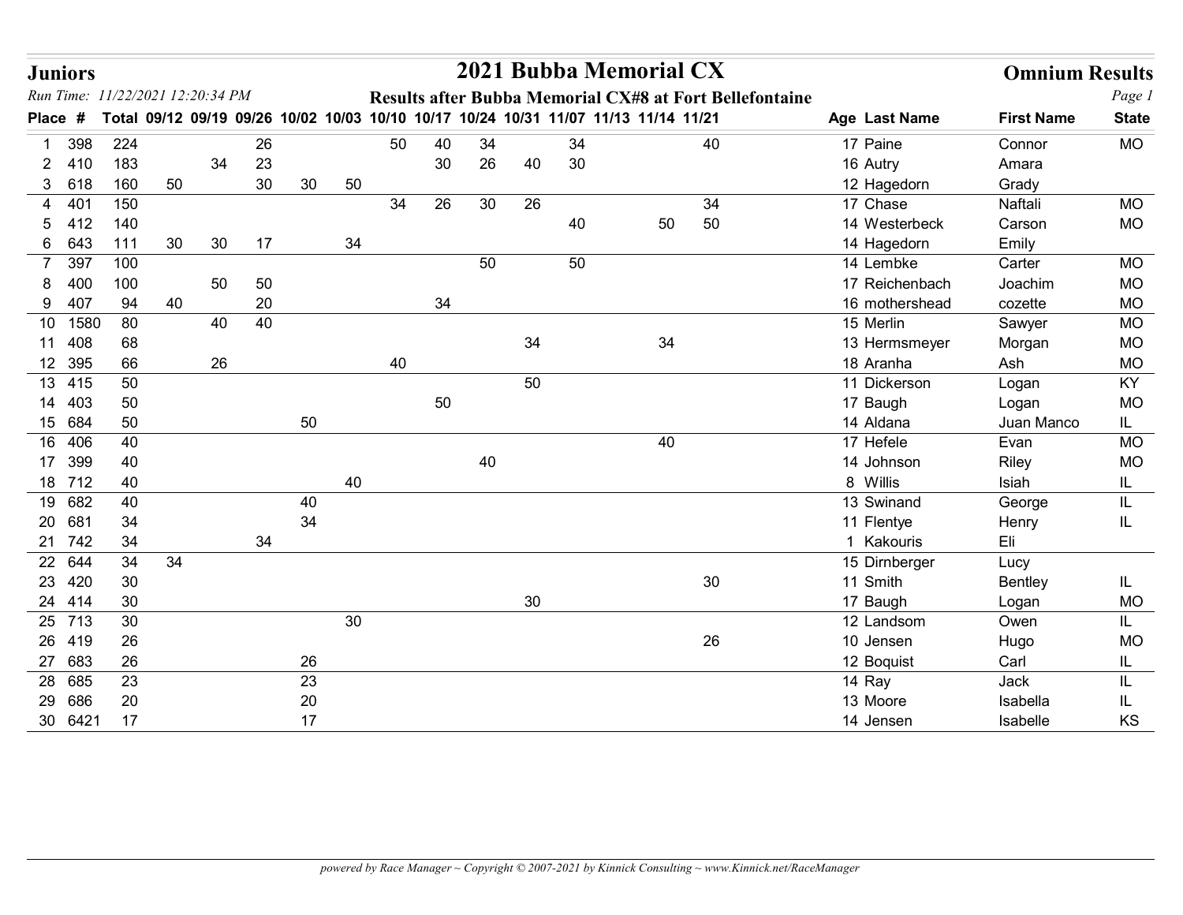# Juniors

## 2021 Bubba Memorial CX

## Omnium Results

*Run Time: 11/22/2021 12:20:34 PM*

**Results after Bubba Memorial CX#8 at Fort Bellefontaine**

| Place | # | Total | 09/12 | 09/19 | 09/26 | 10/02 | 10/03 | 10/10 | 10/17 | 10/24 | 10/31 | 11/07 | 11/13 | 11/14 | 11/21 | Age | Last Name | First Name | State |
|---|---|---|---|---|---|---|---|---|---|---|---|---|---|---|---|---|---|---|---|
| 1 | 398 | 224 | | | 26 | | | 50 | 40 | 34 | | 34 | | | 40 | 17 | Paine | Connor | MO |
| 2 | 410 | 183 | | 34 | 23 | | | | 30 | 26 | 40 | 30 | | | | 16 | Autry | Amara | |
| 3 | 618 | 160 | 50 | | 30 | 30 | 50 | | | | | | | | | 12 | Hagedorn | Grady | |
| 4 | 401 | 150 | | | | | | 34 | 26 | 30 | 26 | | | | 34 | 17 | Chase | Naftali | MO |
| 5 | 412 | 140 | | | | | | | | | | 40 | | 50 | 50 | 14 | Westerbeck | Carson | MO |
| 6 | 643 | 111 | 30 | 30 | 17 | | 34 | | | | | | | | | 14 | Hagedorn | Emily | |
| 7 | 397 | 100 | | | | | | | | 50 | | 50 | | | | 14 | Lembke | Carter | MO |
| 8 | 400 | 100 | | 50 | 50 | | | | | | | | | | | 17 | Reichenbach | Joachim | MO |
| 9 | 407 | 94 | 40 | | 20 | | | | 34 | | | | | | | 16 | mothershead | cozette | MO |
| 10 | 1580 | 80 | | 40 | 40 | | | | | | | | | | | 15 | Merlin | Sawyer | MO |
| 11 | 408 | 68 | | | | | | | | | 34 | | | 34 | | 13 | Hermsmeyer | Morgan | MO |
| 12 | 395 | 66 | | 26 | | | | 40 | | | | | | | | 18 | Aranha | Ash | MO |
| 13 | 415 | 50 | | | | | | | | | 50 | | | | | 11 | Dickerson | Logan | KY |
| 14 | 403 | 50 | | | | | | | 50 | | | | | | | 17 | Baugh | Logan | MO |
| 15 | 684 | 50 | | | | 50 | | | | | | | | | | 14 | Aldana | Juan Manco | IL |
| 16 | 406 | 40 | | | | | | | | | | | | 40 | | 17 | Hefele | Evan | MO |
| 17 | 399 | 40 | | | | | | | | 40 | | | | | | 14 | Johnson | Riley | MO |
| 18 | 712 | 40 | | | | | 40 | | | | | | | | | 8 | Willis | Isiah | IL |
| 19 | 682 | 40 | | | | 40 | | | | | | | | | | 13 | Swinand | George | IL |
| 20 | 681 | 34 | | | | 34 | | | | | | | | | | 11 | Flentye | Henry | IL |
| 21 | 742 | 34 | | | 34 | | | | | | | | | | | 1 | Kakouris | Eli | |
| 22 | 644 | 34 | 34 | | | | | | | | | | | | | 15 | Dirnberger | Lucy | |
| 23 | 420 | 30 | | | | | | | | | | | | | 30 | 11 | Smith | Bentley | IL |
| 24 | 414 | 30 | | | | | | | | | 30 | | | | | 17 | Baugh | Logan | MO |
| 25 | 713 | 30 | | | | | 30 | | | | | | | | | 12 | Landsom | Owen | IL |
| 26 | 419 | 26 | | | | | | | | | | | | | 26 | 10 | Jensen | Hugo | MO |
| 27 | 683 | 26 | | | | 26 | | | | | | | | | | 12 | Boquist | Carl | IL |
| 28 | 685 | 23 | | | | 23 | | | | | | | | | | 14 | Ray | Jack | IL |
| 29 | 686 | 20 | | | | 20 | | | | | | | | | | 13 | Moore | Isabella | IL |
| 30 | 6421 | 17 | | | | 17 | | | | | | | | | | 14 | Jensen | Isabelle | KS |

*powered by Race Manager ~ Copyright © 2007-2021 by Kinnick Consulting ~ www.Kinnick.net/RaceManager*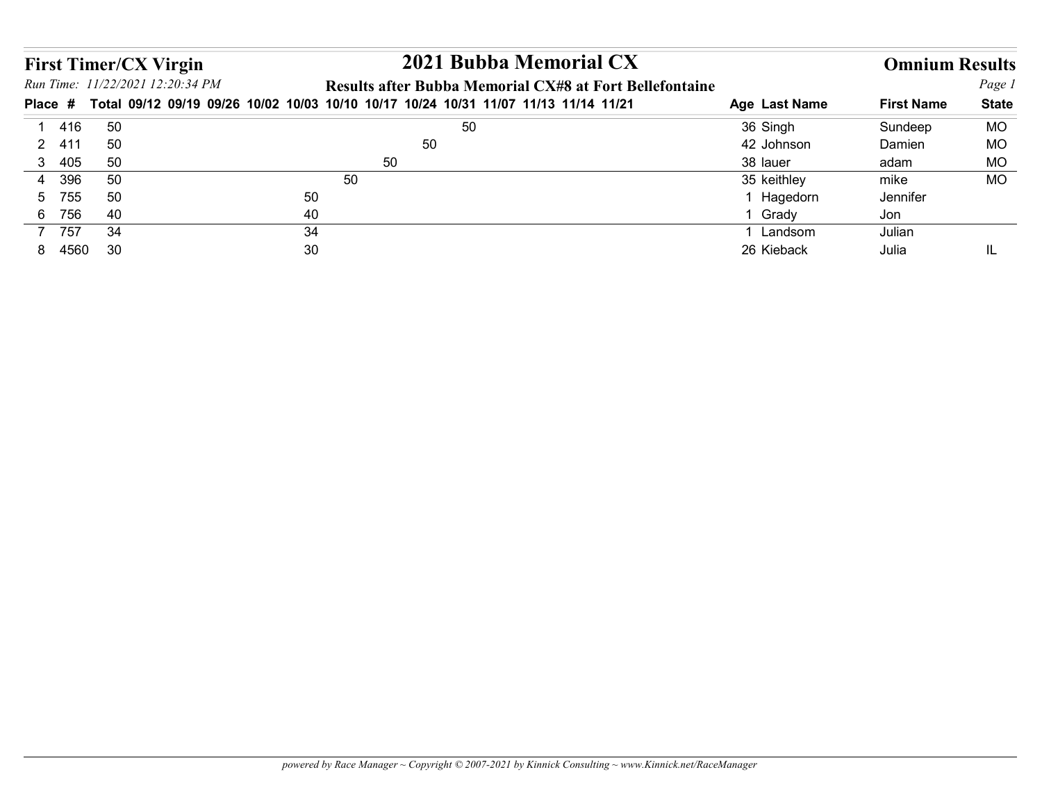# First Timer/CX Virgin

# 2021 Bubba Memorial CX

## Omnium Results

*Run Time: 11/22/2021 12:20:34 PM*

**Results after Bubba Memorial CX#8 at Fort Bellefontaine**

| Place | # | Total | 09/12 | 09/19 | 09/26 | 10/02 | 10/03 | 10/10 | 10/17 | 10/24 | 10/31 | 11/07 | 11/13 | 11/14 | 11/21 | Age | Last Name | First Name | State |
|---|---|---|---|---|---|---|---|---|---|---|---|---|---|---|---|---|---|---|---|
| 1 | 416 | 50 | | | | | | | | | 50 | | | | | 36 | Singh | Sundeep | MO |
| 2 | 411 | 50 | | | | | | | | 50 | | | | | | 42 | Johnson | Damien | MO |
| 3 | 405 | 50 | | | | | | | 50 | | | | | | | 38 | lauer | adam | MO |
| 4 | 396 | 50 | | | | | | 50 | | | | | | | | 35 | keithley | mike | MO |
| 5 | 755 | 50 | | | | | 50 | | | | | | | | | 1 | Hagedorn | Jennifer | |
| 6 | 756 | 40 | | | | | 40 | | | | | | | | | 1 | Grady | Jon | |
| 7 | 757 | 34 | | | | | 34 | | | | | | | | | 1 | Landsom | Julian | |
| 8 | 4560 | 30 | | | | | 30 | | | | | | | | | 26 | Kieback | Julia | IL |

*powered by Race Manager ~ Copyright © 2007-2021 by Kinnick Consulting ~ www.Kinnick.net/RaceManager*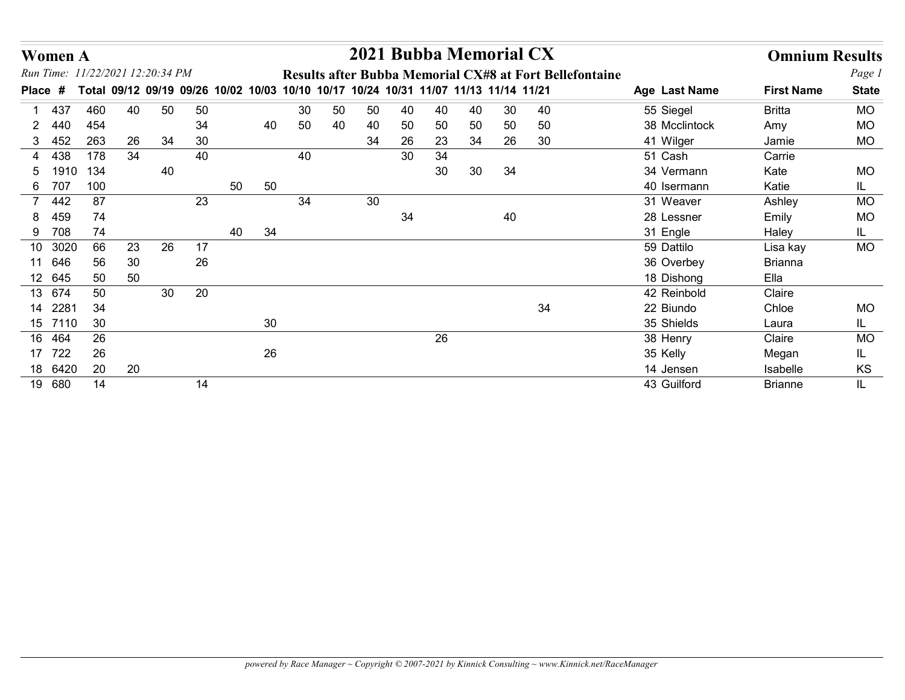# Women A

## 2021 Bubba Memorial CX

**Omnium Results**

*Run Time: 11/22/2021 12:20:34 PM*

**Results after Bubba Memorial CX#8 at Fort Bellefontaine**

| Place | # | Total | 09/12 | 09/19 | 09/26 | 10/02 | 10/03 | 10/10 | 10/17 | 10/24 | 10/31 | 11/07 | 11/13 | 11/14 | 11/21 | Age | Last Name | First Name | State |
|---|---|---|---|---|---|---|---|---|---|---|---|---|---|---|---|---|---|---|---|
| 1 | 437 | 460 | 40 | 50 | 50 | | | 30 | 50 | 50 | 40 | 40 | 40 | 30 | 40 | 55 | Siegel | Britta | MO |
| 2 | 440 | 454 | | | 34 | | 40 | 50 | 40 | 40 | 50 | 50 | 50 | 50 | 50 | 38 | Mcclintock | Amy | MO |
| 3 | 452 | 263 | 26 | 34 | 30 | | | | | 34 | 26 | 23 | 34 | 26 | 30 | 41 | Wilger | Jamie | MO |
| 4 | 438 | 178 | 34 | | 40 | | | 40 | | | 30 | 34 | | | | 51 | Cash | Carrie | |
| 5 | 1910 | 134 | | 40 | | | | | | | | 30 | 30 | 34 | | 34 | Vermann | Kate | MO |
| 6 | 707 | 100 | | | | 50 | 50 | | | | | | | | | 40 | Isermann | Katie | IL |
| 7 | 442 | 87 | | | 23 | | | 34 | | 30 | | | | | | 31 | Weaver | Ashley | MO |
| 8 | 459 | 74 | | | | | | | | | 34 | | | 40 | | 28 | Lessner | Emily | MO |
| 9 | 708 | 74 | | | | 40 | 34 | | | | | | | | | 31 | Engle | Haley | IL |
| 10 | 3020 | 66 | 23 | 26 | 17 | | | | | | | | | | | 59 | Dattilo | Lisa kay | MO |
| 11 | 646 | 56 | 30 | | 26 | | | | | | | | | | | 36 | Overbey | Brianna | |
| 12 | 645 | 50 | 50 | | | | | | | | | | | | | 18 | Dishong | Ella | |
| 13 | 674 | 50 | | 30 | 20 | | | | | | | | | | | 42 | Reinbold | Claire | |
| 14 | 2281 | 34 | | | | | | | | | | | | | 34 | 22 | Biundo | Chloe | MO |
| 15 | 7110 | 30 | | | | | 30 | | | | | | | | | 35 | Shields | Laura | IL |
| 16 | 464 | 26 | | | | | | | | | | 26 | | | | 38 | Henry | Claire | MO |
| 17 | 722 | 26 | | | | | 26 | | | | | | | | | 35 | Kelly | Megan | IL |
| 18 | 6420 | 20 | 20 | | | | | | | | | | | | | 14 | Jensen | Isabelle | KS |
| 19 | 680 | 14 | | | 14 | | | | | | | | | | | 43 | Guilford | Brianne | IL |

*powered by Race Manager ~ Copyright © 2007-2021 by Kinnick Consulting ~ www.Kinnick.net/RaceManager*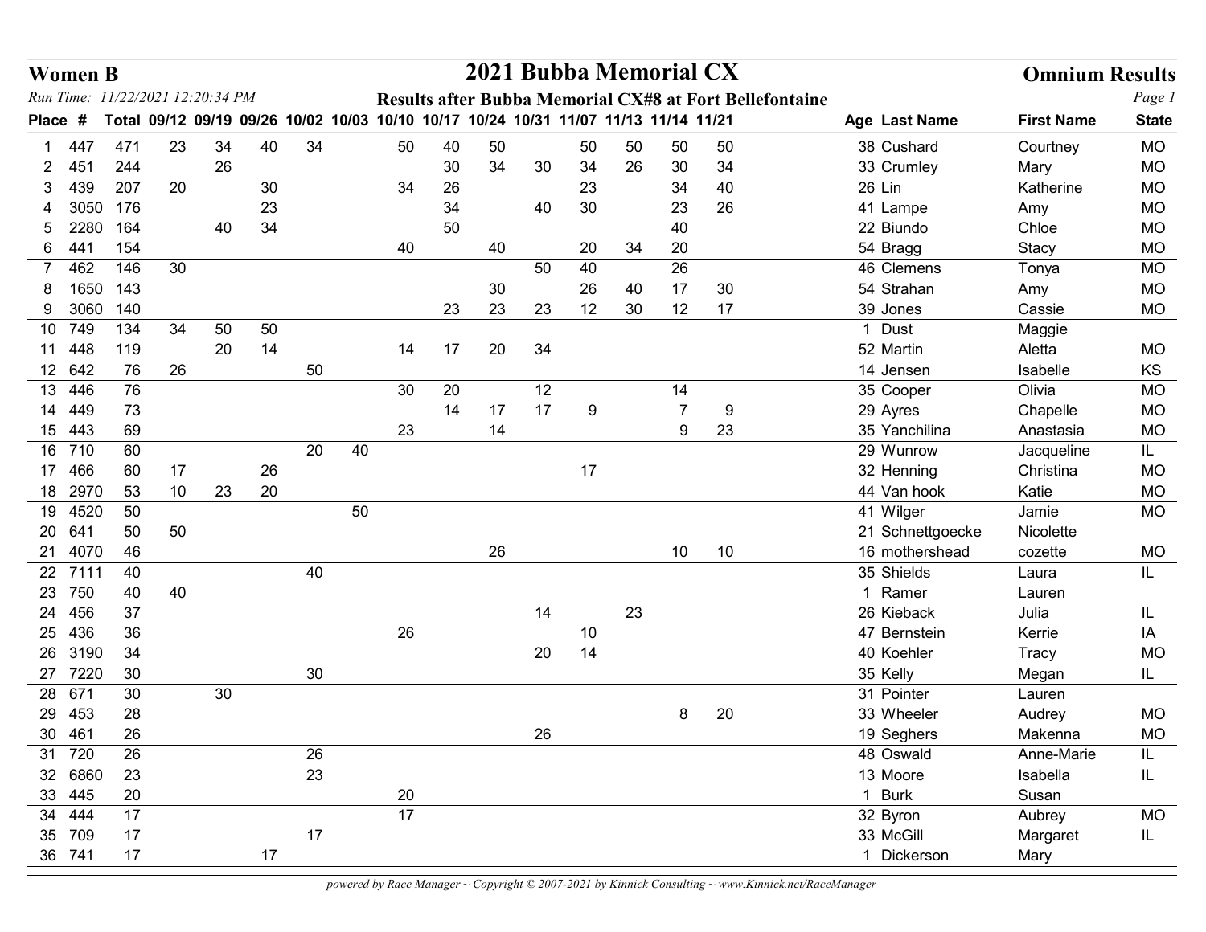# Women B

## 2021 Bubba Memorial CX

**Omnium Results**

*Run Time: 11/22/2021 12:20:34 PM*

**Results after Bubba Memorial CX#8 at Fort Bellefontaine**

| Place | # | Total | 09/12 | 09/19 | 09/26 | 10/02 | 10/03 | 10/10 | 10/17 | 10/24 | 10/31 | 11/07 | 11/13 | 11/14 | 11/21 | Age | Last Name | First Name | State |
|---|---|---|---|---|---|---|---|---|---|---|---|---|---|---|---|---|---|---|---|
| 1 | 447 | 471 | 23 | 34 | 40 | 34 | | 50 | 40 | 50 | | 50 | 50 | 50 | 50 | 38 | Cushard | Courtney | MO |
| 2 | 451 | 244 | | 26 | | | | | 30 | 34 | 30 | 34 | 26 | 30 | 34 | 33 | Crumley | Mary | MO |
| 3 | 439 | 207 | 20 | | 30 | | | 34 | 26 | | | 23 | | 34 | 40 | 26 | Lin | Katherine | MO |
| 4 | 3050 | 176 | | | 23 | | | | 34 | | 40 | 30 | | 23 | 26 | 41 | Lampe | Amy | MO |
| 5 | 2280 | 164 | | 40 | 34 | | | | 50 | | | | | 40 | | 22 | Biundo | Chloe | MO |
| 6 | 441 | 154 | | | | | | 40 | | 40 | | 20 | 34 | 20 | | 54 | Bragg | Stacy | MO |
| 7 | 462 | 146 | 30 | | | | | | | | 50 | 40 | | 26 | | 46 | Clemens | Tonya | MO |
| 8 | 1650 | 143 | | | | | | | | 30 | | 26 | 40 | 17 | 30 | 54 | Strahan | Amy | MO |
| 9 | 3060 | 140 | | | | | | | 23 | 23 | 23 | 12 | 30 | 12 | 17 | 39 | Jones | Cassie | MO |
| 10 | 749 | 134 | 34 | 50 | 50 | | | | | | | | | | | 1 | Dust | Maggie | |
| 11 | 448 | 119 | | 20 | 14 | | | 14 | 17 | 20 | 34 | | | | | 52 | Martin | Aletta | MO |
| 12 | 642 | 76 | 26 | | | 50 | | | | | | | | | | 14 | Jensen | Isabelle | KS |
| 13 | 446 | 76 | | | | | | 30 | 20 | | 12 | | | 14 | | 35 | Cooper | Olivia | MO |
| 14 | 449 | 73 | | | | | | | 14 | 17 | 17 | 9 | | 7 | 9 | 29 | Ayres | Chapelle | MO |
| 15 | 443 | 69 | | | | | | 23 | | 14 | | | | 9 | 23 | 35 | Yanchilina | Anastasia | MO |
| 16 | 710 | 60 | | | | 20 | 40 | | | | | | | | | 29 | Wunrow | Jacqueline | IL |
| 17 | 466 | 60 | 17 | | 26 | | | | | | | 17 | | | | 32 | Henning | Christina | MO |
| 18 | 2970 | 53 | 10 | 23 | 20 | | | | | | | | | | | 44 | Van hook | Katie | MO |
| 19 | 4520 | 50 | | | | | 50 | | | | | | | | | 41 | Wilger | Jamie | MO |
| 20 | 641 | 50 | 50 | | | | | | | | | | | | | 21 | Schnettgoecke | Nicolette | |
| 21 | 4070 | 46 | | | | | | | | 26 | | | | 10 | 10 | 16 | mothershead | cozette | MO |
| 22 | 7111 | 40 | | | | 40 | | | | | | | | | | 35 | Shields | Laura | IL |
| 23 | 750 | 40 | 40 | | | | | | | | | | | | | 1 | Ramer | Lauren | |
| 24 | 456 | 37 | | | | | | | | | 14 | | 23 | | | 26 | Kieback | Julia | IL |
| 25 | 436 | 36 | | | | | | 26 | | | | 10 | | | | 47 | Bernstein | Kerrie | IA |
| 26 | 3190 | 34 | | | | | | | | | 20 | 14 | | | | 40 | Koehler | Tracy | MO |
| 27 | 7220 | 30 | | | | 30 | | | | | | | | | | 35 | Kelly | Megan | IL |
| 28 | 671 | 30 | | 30 | | | | | | | | | | | | 31 | Pointer | Lauren | |
| 29 | 453 | 28 | | | | | | | | | | | | 8 | 20 | 33 | Wheeler | Audrey | MO |
| 30 | 461 | 26 | | | | | | | | | 26 | | | | | 19 | Seghers | Makenna | MO |
| 31 | 720 | 26 | | | | 26 | | | | | | | | | | 48 | Oswald | Anne-Marie | IL |
| 32 | 6860 | 23 | | | | 23 | | | | | | | | | | 13 | Moore | Isabella | IL |
| 33 | 445 | 20 | | | | | | 20 | | | | | | | | 1 | Burk | Susan | |
| 34 | 444 | 17 | | | | | | 17 | | | | | | | | 32 | Byron | Aubrey | MO |
| 35 | 709 | 17 | | | | 17 | | | | | | | | | | 33 | McGill | Margaret | IL |
| 36 | 741 | 17 | | | 17 | | | | | | | | | | | 1 | Dickerson | Mary | |

*powered by Race Manager ~ Copyright © 2007-2021 by Kinnick Consulting ~ www.Kinnick.net/RaceManager*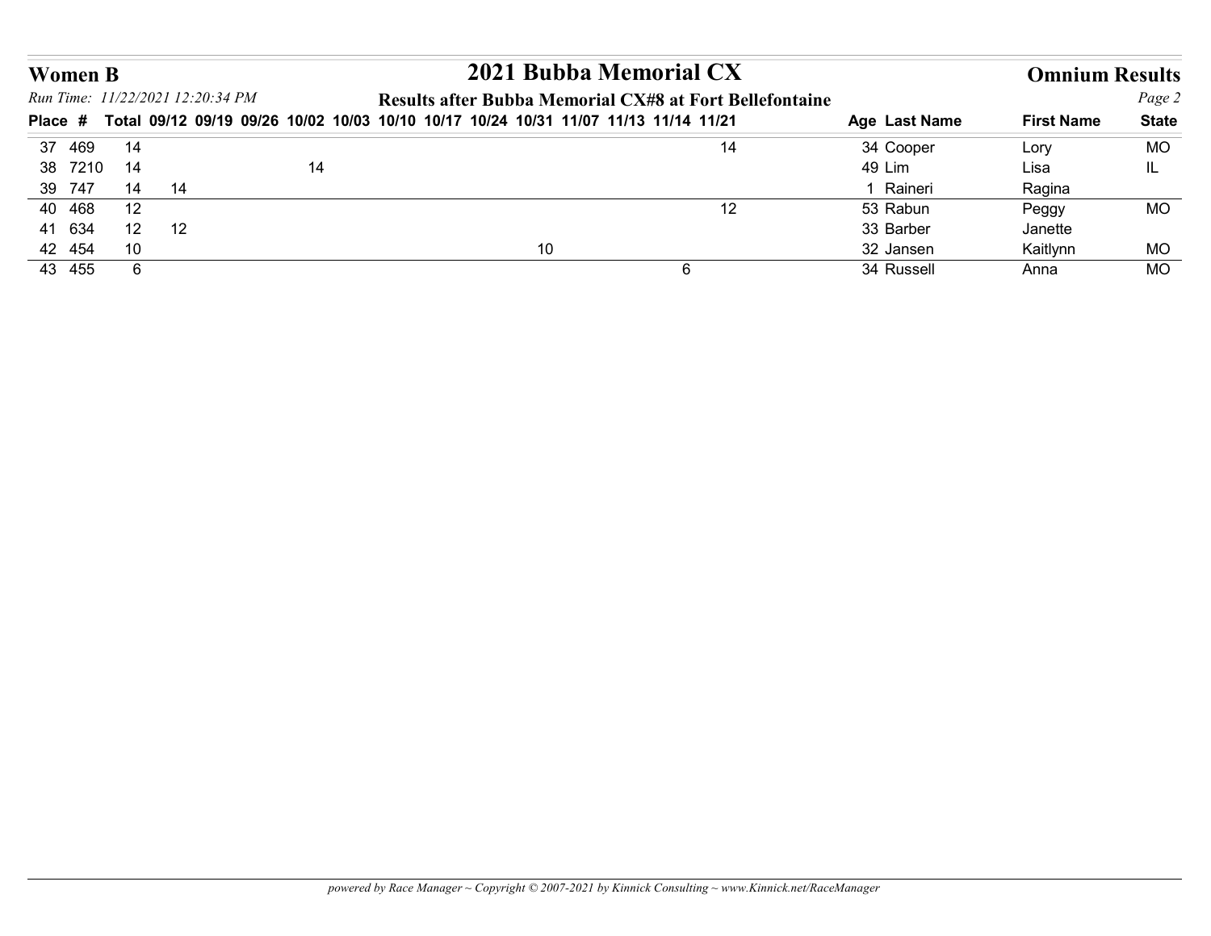## Women B

# 2021 Bubba Memorial CX

## Omnium Results

*Run Time: 11/22/2021 12:20:34 PM*

**Results after Bubba Memorial CX#8 at Fort Bellefontaine**

| Place | # | Total | 09/12 | 09/19 | 09/26 | 10/02 | 10/03 | 10/10 | 10/17 | 10/24 | 10/31 | 11/07 | 11/13 | 11/14 | 11/21 | Age | Last Name | First Name | State |
|---|---|---|---|---|---|---|---|---|---|---|---|---|---|---|---|---|---|---|---|
| 37 | 469 | 14 | | | | | | | | | | | | | 14 | 34 | Cooper | Lory | MO |
| 38 | 7210 | 14 | | | | 14 | | | | | | | | | | 49 | Lim | Lisa | IL |
| 39 | 747 | 14 | 14 | | | | | | | | | | | | | 1 | Raineri | Ragina | |
| 40 | 468 | 12 | | | | | | | | | | | | | 12 | 53 | Rabun | Peggy | MO |
| 41 | 634 | 12 | 12 | | | | | | | | | | | | | 33 | Barber | Janette | |
| 42 | 454 | 10 | | | | | | | | | 10 | | | | | 32 | Jansen | Kaitlynn | MO |
| 43 | 455 | 6 | | | | | | | | | | | | 6 | | 34 | Russell | Anna | MO |

*powered by Race Manager ~ Copyright © 2007-2021 by Kinnick Consulting ~ www.Kinnick.net/RaceManager*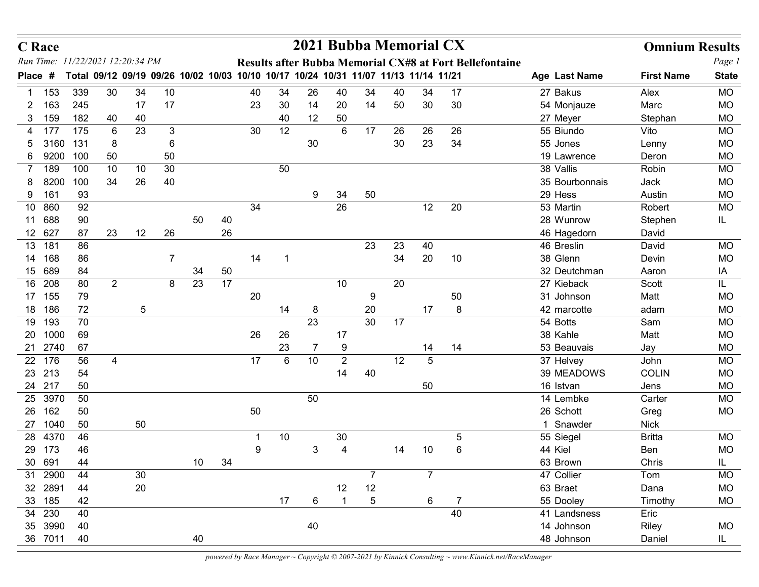# C Race

## 2021 Bubba Memorial CX

## Omnium Results

*Run Time: 11/22/2021 12:20:34 PM*

**Results after Bubba Memorial CX#8 at Fort Bellefontaine**

| Place | # | Total | 09/12 | 09/19 | 09/26 | 10/02 | 10/03 | 10/10 | 10/17 | 10/24 | 10/31 | 11/07 | 11/13 | 11/14 | 11/21 | Age | Last Name | First Name | State |
|---|---|---|---|---|---|---|---|---|---|---|---|---|---|---|---|---|---|---|---|
| 1 | 153 | 339 | 30 | 34 | 10 | | | 40 | 34 | 26 | 40 | 34 | 40 | 34 | 17 | 27 | Bakus | Alex | MO |
| 2 | 163 | 245 | | 17 | 17 | | | 23 | 30 | 14 | 20 | 14 | 50 | 30 | 30 | 54 | Monjauze | Marc | MO |
| 3 | 159 | 182 | 40 | 40 | | | | | 40 | 12 | 50 | | | | | 27 | Meyer | Stephan | MO |
| 4 | 177 | 175 | 6 | 23 | 3 | | | 30 | 12 | | 6 | 17 | 26 | 26 | 26 | 55 | Biundo | Vito | MO |
| 5 | 3160 | 131 | 8 | | 6 | | | | | 30 | | | 30 | 23 | 34 | 55 | Jones | Lenny | MO |
| 6 | 9200 | 100 | 50 | | 50 | | | | | | | | | | | 19 | Lawrence | Deron | MO |
| 7 | 189 | 100 | 10 | 10 | 30 | | | | 50 | | | | | | | 38 | Vallis | Robin | MO |
| 8 | 8200 | 100 | 34 | 26 | 40 | | | | | | | | | | | 35 | Bourbonnais | Jack | MO |
| 9 | 161 | 93 | | | | | | | | 9 | 34 | 50 | | | | 29 | Hess | Austin | MO |
| 10 | 860 | 92 | | | | | | 34 | | | 26 | | | 12 | 20 | 53 | Martin | Robert | MO |
| 11 | 688 | 90 | | | | 50 | 40 | | | | | | | | | 28 | Wunrow | Stephen | IL |
| 12 | 627 | 87 | 23 | 12 | 26 | | 26 | | | | | | | | | 46 | Hagedorn | David | |
| 13 | 181 | 86 | | | | | | | | | | 23 | 23 | 40 | | 46 | Breslin | David | MO |
| 14 | 168 | 86 | | | 7 | | | 14 | 1 | | | | 34 | 20 | 10 | 38 | Glenn | Devin | MO |
| 15 | 689 | 84 | | | | 34 | 50 | | | | | | | | | 32 | Deutchman | Aaron | IA |
| 16 | 208 | 80 | 2 | | 8 | 23 | 17 | | | | 10 | | 20 | | | 27 | Kieback | Scott | IL |
| 17 | 155 | 79 | | | | | | 20 | | | | 9 | | | 50 | 31 | Johnson | Matt | MO |
| 18 | 186 | 72 | | 5 | | | | | 14 | 8 | | 20 | | 17 | 8 | 42 | marcotte | adam | MO |
| 19 | 193 | 70 | | | | | | | | 23 | | 30 | 17 | | | 54 | Botts | Sam | MO |
| 20 | 1000 | 69 | | | | | | 26 | 26 | | 17 | | | | | 38 | Kahle | Matt | MO |
| 21 | 2740 | 67 | | | | | | | 23 | 7 | 9 | | | 14 | 14 | 53 | Beauvais | Jay | MO |
| 22 | 176 | 56 | 4 | | | | | 17 | 6 | 10 | 2 | | 12 | 5 | | 37 | Helvey | John | MO |
| 23 | 213 | 54 | | | | | | | | | 14 | 40 | | | | 39 | MEADOWS | COLIN | MO |
| 24 | 217 | 50 | | | | | | | | | | | | 50 | | 16 | Istvan | Jens | MO |
| 25 | 3970 | 50 | | | | | | | | 50 | | | | | | 14 | Lembke | Carter | MO |
| 26 | 162 | 50 | | | | | | 50 | | | | | | | | 26 | Schott | Greg | MO |
| 27 | 1040 | 50 | | 50 | | | | | | | | | | | | 1 | Snawder | Nick | |
| 28 | 4370 | 46 | | | | | | 1 | 10 | | 30 | | | | 5 | 55 | Siegel | Britta | MO |
| 29 | 173 | 46 | | | | | | 9 | | 3 | 4 | | 14 | 10 | 6 | 44 | Kiel | Ben | MO |
| 30 | 691 | 44 | | | | 10 | 34 | | | | | | | | | 63 | Brown | Chris | IL |
| 31 | 2900 | 44 | | 30 | | | | | | | | 7 | | 7 | | 47 | Collier | Tom | MO |
| 32 | 2891 | 44 | | 20 | | | | | | | 12 | 12 | | | | 63 | Braet | Dana | MO |
| 33 | 185 | 42 | | | | | | | 17 | 6 | 1 | 5 | | 6 | 7 | 55 | Dooley | Timothy | MO |
| 34 | 230 | 40 | | | | | | | | | | | | | 40 | 41 | Landsness | Eric | |
| 35 | 3990 | 40 | | | | | | | | 40 | | | | | | 14 | Johnson | Riley | MO |
| 36 | 7011 | 40 | | | | 40 | | | | | | | | | | 48 | Johnson | Daniel | IL |

*powered by Race Manager ~ Copyright © 2007-2021 by Kinnick Consulting ~ www.Kinnick.net/RaceManager*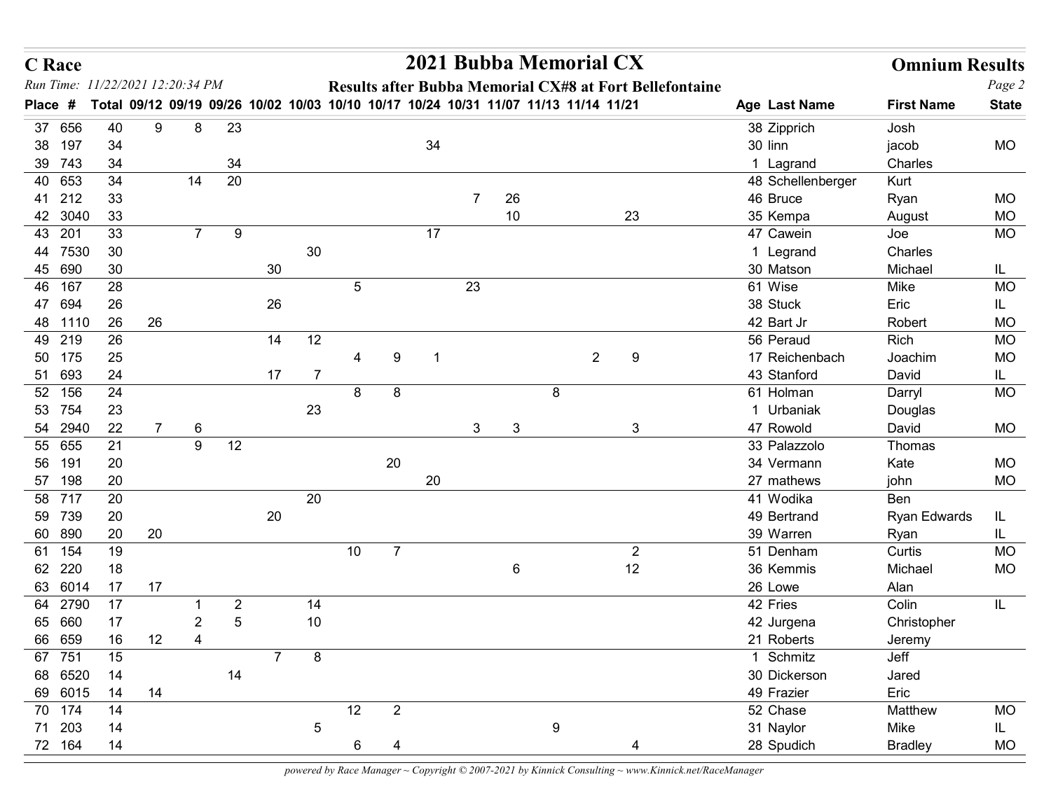# C Race

## 2021 Bubba Memorial CX

### Omnium Results

*Run Time: 11/22/2021 12:20:34 PM*

**Results after Bubba Memorial CX#8 at Fort Bellefontaine**

| Place | # | Total | 09/12 | 09/19 | 09/26 | 10/02 | 10/03 | 10/10 | 10/17 | 10/24 | 10/31 | 11/07 | 11/13 | 11/14 | 11/21 | Age | Last Name | First Name | State |
|---|---|---|---|---|---|---|---|---|---|---|---|---|---|---|---|---|---|---|---|
| 37 | 656 | 40 | 9 | 8 | 23 | | | | | | | | | | | 38 | Zipprich | Josh | |
| 38 | 197 | 34 | | | | | | | | 34 | | | | | | 30 | linn | jacob | MO |
| 39 | 743 | 34 | | | 34 | | | | | | | | | | | 1 | Lagrand | Charles | |
| 40 | 653 | 34 | | 14 | 20 | | | | | | | | | | | 48 | Schellenberger | Kurt | |
| 41 | 212 | 33 | | | | | | | | | 7 | 26 | | | | 46 | Bruce | Ryan | MO |
| 42 | 3040 | 33 | | | | | | | | | | 10 | | | 23 | 35 | Kempa | August | MO |
| 43 | 201 | 33 | | 7 | 9 | | | | | 17 | | | | | | 47 | Cawein | Joe | MO |
| 44 | 7530 | 30 | | | | | 30 | | | | | | | | | 1 | Legrand | Charles | |
| 45 | 690 | 30 | | | | 30 | | | | | | | | | | 30 | Matson | Michael | IL |
| 46 | 167 | 28 | | | | | | 5 | | | 23 | | | | | 61 | Wise | Mike | MO |
| 47 | 694 | 26 | | | | 26 | | | | | | | | | | 38 | Stuck | Eric | IL |
| 48 | 1110 | 26 | 26 | | | | | | | | | | | | | 42 | Bart Jr | Robert | MO |
| 49 | 219 | 26 | | | | 14 | 12 | | | | | | | | | 56 | Peraud | Rich | MO |
| 50 | 175 | 25 | | | | | | 4 | 9 | 1 | | | | 2 | 9 | 17 | Reichenbach | Joachim | MO |
| 51 | 693 | 24 | | | | 17 | 7 | | | | | | | | | 43 | Stanford | David | IL |
| 52 | 156 | 24 | | | | | | 8 | 8 | | | | 8 | | | 61 | Holman | Darryl | MO |
| 53 | 754 | 23 | | | | | 23 | | | | | | | | | 1 | Urbaniak | Douglas | |
| 54 | 2940 | 22 | 7 | 6 | | | | | | | 3 | 3 | | | 3 | 47 | Rowold | David | MO |
| 55 | 655 | 21 | | 9 | 12 | | | | | | | | | | | 33 | Palazzolo | Thomas | |
| 56 | 191 | 20 | | | | | | | 20 | | | | | | | 34 | Vermann | Kate | MO |
| 57 | 198 | 20 | | | | | | | | 20 | | | | | | 27 | mathews | john | MO |
| 58 | 717 | 20 | | | | | 20 | | | | | | | | | 41 | Wodika | Ben | |
| 59 | 739 | 20 | | | | 20 | | | | | | | | | | 49 | Bertrand | Ryan Edwards | IL |
| 60 | 890 | 20 | 20 | | | | | | | | | | | | | 39 | Warren | Ryan | IL |
| 61 | 154 | 19 | | | | | | 10 | 7 | | | | | | 2 | 51 | Denham | Curtis | MO |
| 62 | 220 | 18 | | | | | | | | | | 6 | | | 12 | 36 | Kemmis | Michael | MO |
| 63 | 6014 | 17 | 17 | | | | | | | | | | | | | 26 | Lowe | Alan | |
| 64 | 2790 | 17 | | 1 | 2 | | 14 | | | | | | | | | 42 | Fries | Colin | IL |
| 65 | 660 | 17 | | 2 | 5 | | 10 | | | | | | | | | 42 | Jurgena | Christopher | |
| 66 | 659 | 16 | 12 | 4 | | | | | | | | | | | | 21 | Roberts | Jeremy | |
| 67 | 751 | 15 | | | | 7 | 8 | | | | | | | | | 1 | Schmitz | Jeff | |
| 68 | 6520 | 14 | | | 14 | | | | | | | | | | | 30 | Dickerson | Jared | |
| 69 | 6015 | 14 | 14 | | | | | | | | | | | | | 49 | Frazier | Eric | |
| 70 | 174 | 14 | | | | | | 12 | 2 | | | | | | | 52 | Chase | Matthew | MO |
| 71 | 203 | 14 | | | | | 5 | | | | | | 9 | | | 31 | Naylor | Mike | IL |
| 72 | 164 | 14 | | | | | | 6 | 4 | | | | | | 4 | 28 | Spudich | Bradley | MO |

*powered by Race Manager ~ Copyright © 2007-2021 by Kinnick Consulting ~ www.Kinnick.net/RaceManager*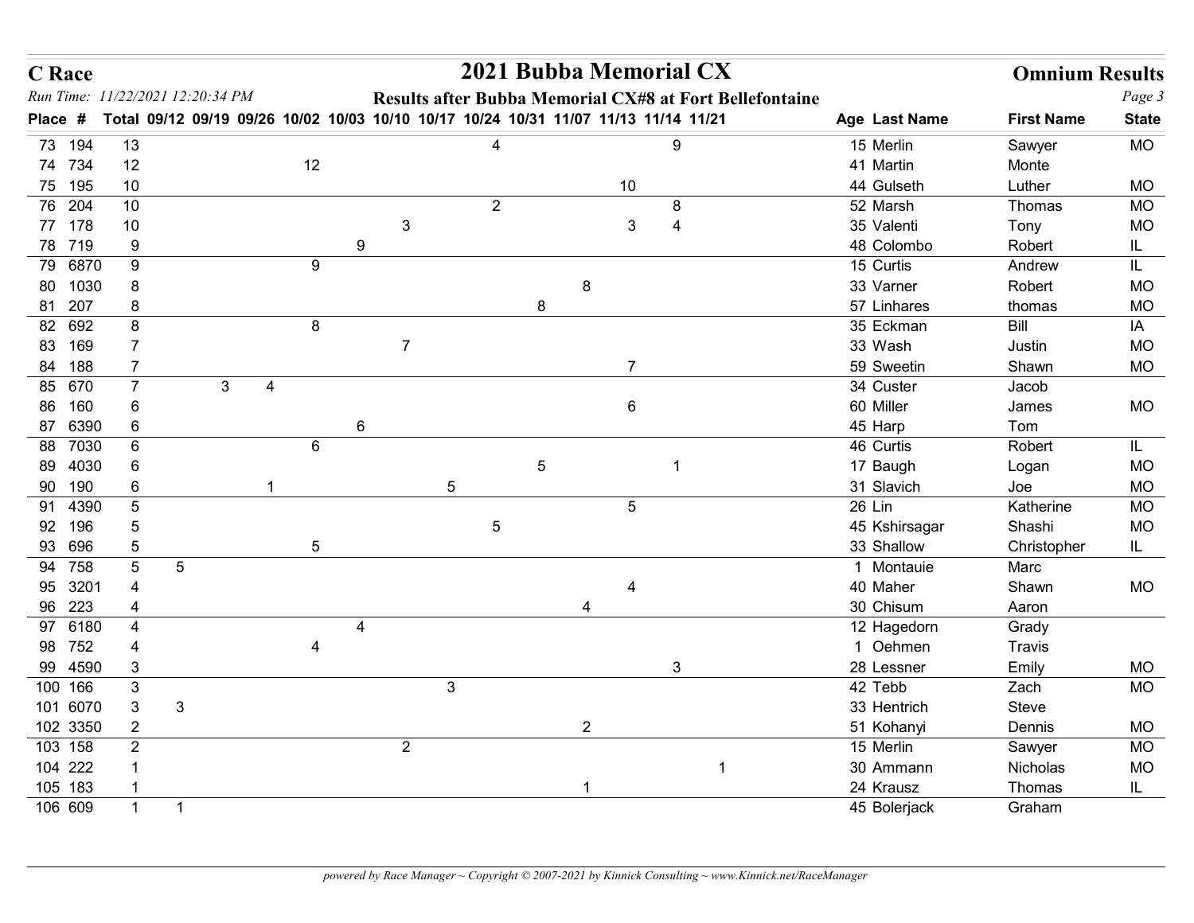# C Race

## 2021 Bubba Memorial CX

## Omnium Results

*Run Time: 11/22/2021 12:20:34 PM*

**Results after Bubba Memorial CX#8 at Fort Bellefontaine**

| Place | # | Total | 09/12 | 09/19 | 09/26 | 10/02 | 10/03 | 10/10 | 10/17 | 10/24 | 10/31 | 11/07 | 11/13 | 11/14 | 11/21 | Age | Last Name | First Name | State |
|---|---|---|---|---|---|---|---|---|---|---|---|---|---|---|---|---|---|---|---|
| 73 | 194 | 13 | | | | | | | | 4 | | | | 9 | | 15 | Merlin | Sawyer | MO |
| 74 | 734 | 12 | | | | 12 | | | | | | | | | | 41 | Martin | Monte | |
| 75 | 195 | 10 | | | | | | | | | | | 10 | | | 44 | Gulseth | Luther | MO |
| 76 | 204 | 10 | | | | | | | | 2 | | | | 8 | | 52 | Marsh | Thomas | MO |
| 77 | 178 | 10 | | | | | | 3 | | | | | 3 | 4 | | 35 | Valenti | Tony | MO |
| 78 | 719 | 9 | | | | | 9 | | | | | | | | | 48 | Colombo | Robert | IL |
| 79 | 6870 | 9 | | | | 9 | | | | | | | | | | 15 | Curtis | Andrew | IL |
| 80 | 1030 | 8 | | | | | | | | | | 8 | | | | 33 | Varner | Robert | MO |
| 81 | 207 | 8 | | | | | | | | | 8 | | | | | 57 | Linhares | thomas | MO |
| 82 | 692 | 8 | | | | 8 | | | | | | | | | | 35 | Eckman | Bill | IA |
| 83 | 169 | 7 | | | | | | 7 | | | | | | | | 33 | Wash | Justin | MO |
| 84 | 188 | 7 | | | | | | | | | | | 7 | | | 59 | Sweetin | Shawn | MO |
| 85 | 670 | 7 | | 3 | 4 | | | | | | | | | | | 34 | Custer | Jacob | |
| 86 | 160 | 6 | | | | | | | | | | | 6 | | | 60 | Miller | James | MO |
| 87 | 6390 | 6 | | | | | 6 | | | | | | | | | 45 | Harp | Tom | |
| 88 | 7030 | 6 | | | | 6 | | | | | | | | | | 46 | Curtis | Robert | IL |
| 89 | 4030 | 6 | | | | | | | | | 5 | | | 1 | | 17 | Baugh | Logan | MO |
| 90 | 190 | 6 | | | 1 | | | | 5 | | | | | | | 31 | Slavich | Joe | MO |
| 91 | 4390 | 5 | | | | | | | | | | | 5 | | | 26 | Lin | Katherine | MO |
| 92 | 196 | 5 | | | | | | | | 5 | | | | | | 45 | Kshirsagar | Shashi | MO |
| 93 | 696 | 5 | | | | 5 | | | | | | | | | | 33 | Shallow | Christopher | IL |
| 94 | 758 | 5 | 5 | | | | | | | | | | | | | 1 | Montauie | Marc | |
| 95 | 3201 | 4 | | | | | | | | | | | 4 | | | 40 | Maher | Shawn | MO |
| 96 | 223 | 4 | | | | | | | | | | 4 | | | | 30 | Chisum | Aaron | |
| 97 | 6180 | 4 | | | | | 4 | | | | | | | | | 12 | Hagedorn | Grady | |
| 98 | 752 | 4 | | | | 4 | | | | | | | | | | 1 | Oehmen | Travis | |
| 99 | 4590 | 3 | | | | | | | | | | | | 3 | | 28 | Lessner | Emily | MO |
| 100 | 166 | 3 | | | | | | | 3 | | | | | | | 42 | Tebb | Zach | MO |
| 101 | 6070 | 3 | 3 | | | | | | | | | | | | | 33 | Hentrich | Steve | |
| 102 | 3350 | 2 | | | | | | | | | | 2 | | | | 51 | Kohanyi | Dennis | MO |
| 103 | 158 | 2 | | | | | | 2 | | | | | | | | 15 | Merlin | Sawyer | MO |
| 104 | 222 | 1 | | | | | | | | | | | | | 1 | 30 | Ammann | Nicholas | MO |
| 105 | 183 | 1 | | | | | | | | | | 1 | | | | 24 | Krausz | Thomas | IL |
| 106 | 609 | 1 | 1 | | | | | | | | | | | | | 45 | Bolerjack | Graham | |

*powered by Race Manager ~ Copyright © 2007-2021 by Kinnick Consulting ~ www.Kinnick.net/RaceManager*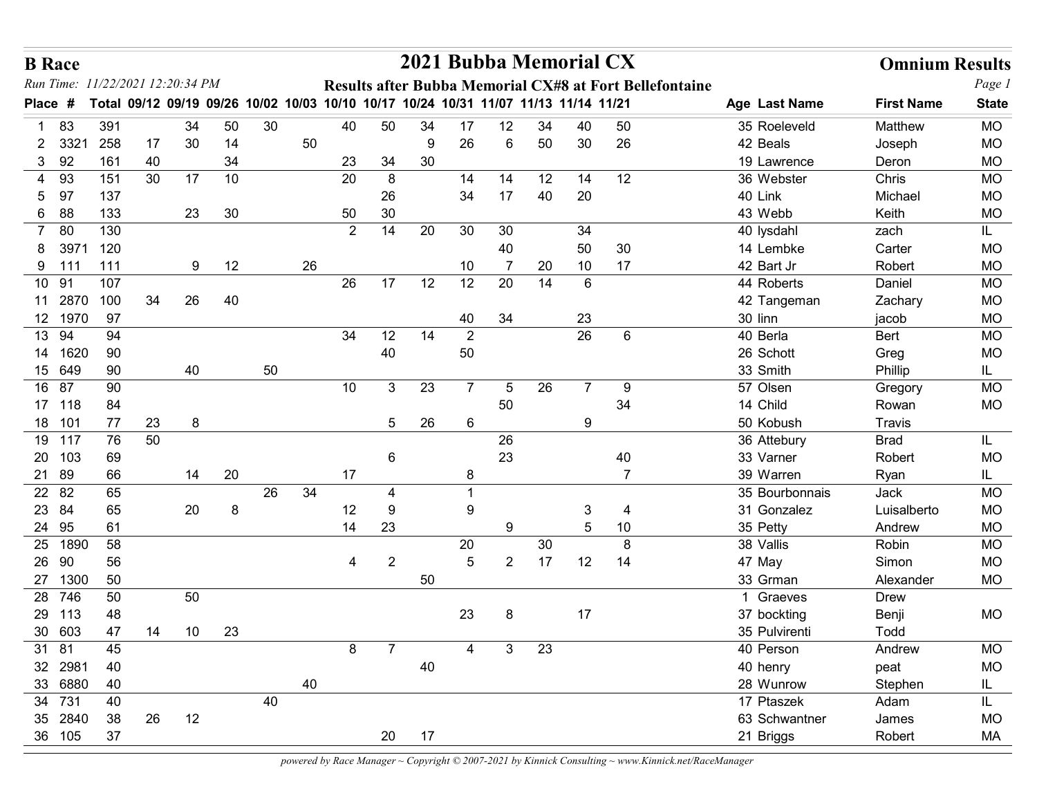**B Race**

*Run Time: 11/22/2021 12:20:34 PM*

# 2021 Bubba Memorial CX

**Results after Bubba Memorial CX#8 at Fort Bellefontaine**

## Omnium Results

| Place | # | Total | 09/12 | 09/19 | 09/26 | 10/02 | 10/03 | 10/10 | 10/17 | 10/24 | 10/31 | 11/07 | 11/13 | 11/14 | 11/21 | Age | Last Name | First Name | State |
|---|---|---|---|---|---|---|---|---|---|---|---|---|---|---|---|---|---|---|---|
| 1 | 83 | 391 | | 34 | 50 | 30 | | 40 | 50 | 34 | 17 | 12 | 34 | 40 | 50 | 35 | Roeleveld | Matthew | MO |
| 2 | 3321 | 258 | 17 | 30 | 14 | | 50 | | | 9 | 26 | 6 | 50 | 30 | 26 | 42 | Beals | Joseph | MO |
| 3 | 92 | 161 | 40 | | 34 | | | 23 | 34 | 30 | | | | | | 19 | Lawrence | Deron | MO |
| 4 | 93 | 151 | 30 | 17 | 10 | | | 20 | 8 | | 14 | 14 | 12 | 14 | 12 | 36 | Webster | Chris | MO |
| 5 | 97 | 137 | | | | | | | 26 | | 34 | 17 | 40 | 20 | | 40 | Link | Michael | MO |
| 6 | 88 | 133 | | 23 | 30 | | | 50 | 30 | | | | | | | 43 | Webb | Keith | MO |
| 7 | 80 | 130 | | | | | | 2 | 14 | 20 | 30 | 30 | | 34 | | 40 | lysdahl | zach | IL |
| 8 | 3971 | 120 | | | | | | | | | | 40 | | 50 | 30 | 14 | Lembke | Carter | MO |
| 9 | 111 | 111 | | 9 | 12 | | 26 | | | | 10 | 7 | 20 | 10 | 17 | 42 | Bart Jr | Robert | MO |
| 10 | 91 | 107 | | | | | | 26 | 17 | 12 | 12 | 20 | 14 | 6 | | 44 | Roberts | Daniel | MO |
| 11 | 2870 | 100 | 34 | 26 | 40 | | | | | | | | | | | 42 | Tangeman | Zachary | MO |
| 12 | 1970 | 97 | | | | | | | | | 40 | 34 | | 23 | | 30 | linn | jacob | MO |
| 13 | 94 | 94 | | | | | | 34 | 12 | 14 | 2 | | | 26 | 6 | 40 | Berla | Bert | MO |
| 14 | 1620 | 90 | | | | | | | 40 | | 50 | | | | | 26 | Schott | Greg | MO |
| 15 | 649 | 90 | | 40 | | 50 | | | | | | | | | | 33 | Smith | Phillip | IL |
| 16 | 87 | 90 | | | | | | 10 | 3 | 23 | 7 | 5 | 26 | 7 | 9 | 57 | Olsen | Gregory | MO |
| 17 | 118 | 84 | | | | | | | | | | 50 | | | 34 | 14 | Child | Rowan | MO |
| 18 | 101 | 77 | 23 | 8 | | | | | 5 | 26 | 6 | | | 9 | | 50 | Kobush | Travis | |
| 19 | 117 | 76 | 50 | | | | | | | | | 26 | | | | 36 | Attebury | Brad | IL |
| 20 | 103 | 69 | | | | | | | 6 | | | 23 | | | 40 | 33 | Varner | Robert | MO |
| 21 | 89 | 66 | | 14 | 20 | | | 17 | | | 8 | | | | 7 | 39 | Warren | Ryan | IL |
| 22 | 82 | 65 | | | | 26 | 34 | | 4 | | 1 | | | | | 35 | Bourbonnais | Jack | MO |
| 23 | 84 | 65 | | 20 | 8 | | | 12 | 9 | | 9 | | | 3 | 4 | 31 | Gonzalez | Luisalberto | MO |
| 24 | 95 | 61 | | | | | | 14 | 23 | | | 9 | | 5 | 10 | 35 | Petty | Andrew | MO |
| 25 | 1890 | 58 | | | | | | | | | 20 | | 30 | | 8 | 38 | Vallis | Robin | MO |
| 26 | 90 | 56 | | | | | | 4 | 2 | | 5 | 2 | 17 | 12 | 14 | 47 | May | Simon | MO |
| 27 | 1300 | 50 | | | | | | | | 50 | | | | | | 33 | Grman | Alexander | MO |
| 28 | 746 | 50 | | 50 | | | | | | | | | | | | 1 | Graeves | Drew | |
| 29 | 113 | 48 | | | | | | | | | 23 | 8 | | 17 | | 37 | bockting | Benji | MO |
| 30 | 603 | 47 | 14 | 10 | 23 | | | | | | | | | | | 35 | Pulvirenti | Todd | |
| 31 | 81 | 45 | | | | | | 8 | 7 | | 4 | 3 | 23 | | | 40 | Person | Andrew | MO |
| 32 | 2981 | 40 | | | | | | | | 40 | | | | | | 40 | henry | peat | MO |
| 33 | 6880 | 40 | | | | | 40 | | | | | | | | | 28 | Wunrow | Stephen | IL |
| 34 | 731 | 40 | | | | 40 | | | | | | | | | | 17 | Ptaszek | Adam | IL |
| 35 | 2840 | 38 | 26 | 12 | | | | | | | | | | | | 63 | Schwantner | James | MO |
| 36 | 105 | 37 | | | | | | | 20 | 17 | | | | | | 21 | Briggs | Robert | MA |

*powered by Race Manager ~ Copyright © 2007-2021 by Kinnick Consulting ~ www.Kinnick.net/RaceManager*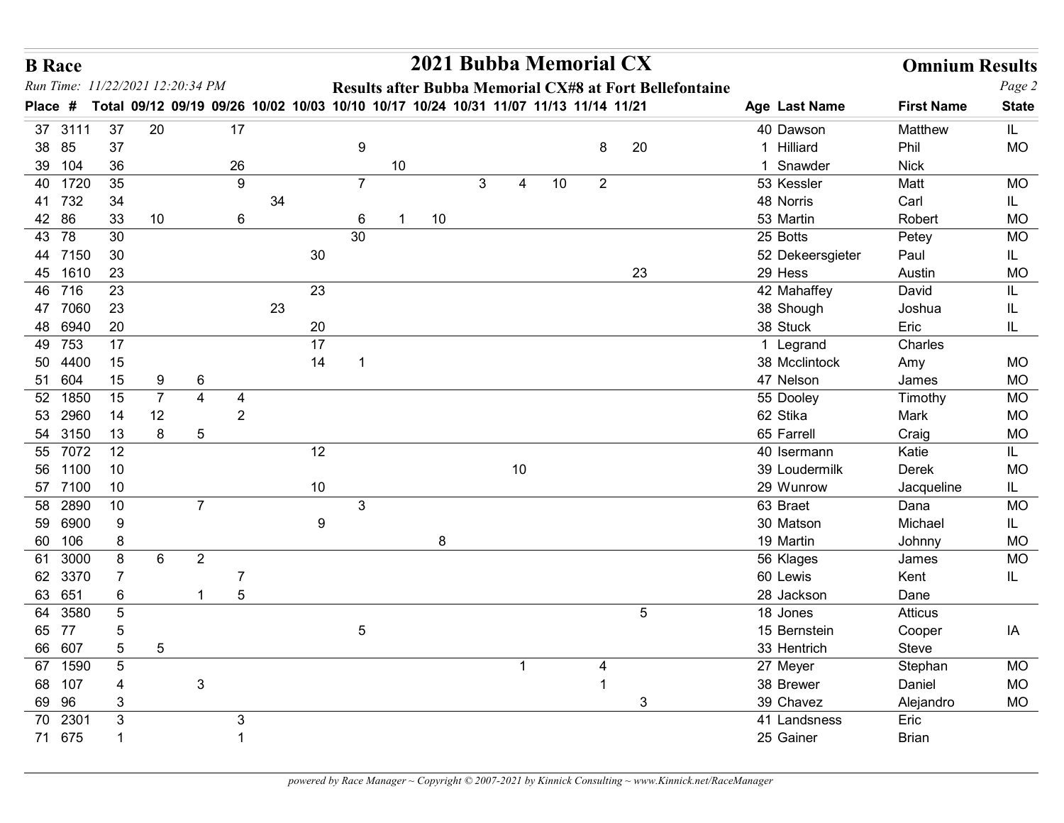# B Race

## 2021 Bubba Memorial CX

## Omnium Results

*Run Time: 11/22/2021 12:20:34 PM*

**Results after Bubba Memorial CX#8 at Fort Bellefontaine**

| Place | # | Total | 09/12 | 09/19 | 09/26 | 10/02 | 10/03 | 10/10 | 10/17 | 10/24 | 10/31 | 11/07 | 11/13 | 11/14 | 11/21 | Age | Last Name | First Name | State |
|---|---|---|---|---|---|---|---|---|---|---|---|---|---|---|---|---|---|---|---|
| 37 | 3111 | 37 | 20 | | 17 | | | | | | | | | | | 40 | Dawson | Matthew | IL |
| 38 | 85 | 37 | | | | | | 9 | | | | | | 8 | 20 | 1 | Hilliard | Phil | MO |
| 39 | 104 | 36 | | | 26 | | | | 10 | | | | | | | 1 | Snawder | Nick | |
| 40 | 1720 | 35 | | | 9 | | | 7 | | | 3 | 4 | 10 | 2 | | 53 | Kessler | Matt | MO |
| 41 | 732 | 34 | | | | 34 | | | | | | | | | | 48 | Norris | Carl | IL |
| 42 | 86 | 33 | 10 | | 6 | | | 6 | 1 | 10 | | | | | | 53 | Martin | Robert | MO |
| 43 | 78 | 30 | | | | | | 30 | | | | | | | | 25 | Botts | Petey | MO |
| 44 | 7150 | 30 | | | | | 30 | | | | | | | | | 52 | Dekeersgieter | Paul | IL |
| 45 | 1610 | 23 | | | | | | | | | | | | | 23 | 29 | Hess | Austin | MO |
| 46 | 716 | 23 | | | | | 23 | | | | | | | | | 42 | Mahaffey | David | IL |
| 47 | 7060 | 23 | | | | 23 | | | | | | | | | | 38 | Shough | Joshua | IL |
| 48 | 6940 | 20 | | | | | 20 | | | | | | | | | 38 | Stuck | Eric | IL |
| 49 | 753 | 17 | | | | | 17 | | | | | | | | | 1 | Legrand | Charles | |
| 50 | 4400 | 15 | | | | | 14 | 1 | | | | | | | | 38 | Mcclintock | Amy | MO |
| 51 | 604 | 15 | 9 | 6 | | | | | | | | | | | | 47 | Nelson | James | MO |
| 52 | 1850 | 15 | 7 | 4 | 4 | | | | | | | | | | | 55 | Dooley | Timothy | MO |
| 53 | 2960 | 14 | 12 | | 2 | | | | | | | | | | | 62 | Stika | Mark | MO |
| 54 | 3150 | 13 | 8 | 5 | | | | | | | | | | | | 65 | Farrell | Craig | MO |
| 55 | 7072 | 12 | | | | | 12 | | | | | | | | | 40 | Isermann | Katie | IL |
| 56 | 1100 | 10 | | | | | | | | | | 10 | | | | 39 | Loudermilk | Derek | MO |
| 57 | 7100 | 10 | | | | | 10 | | | | | | | | | 29 | Wunrow | Jacqueline | IL |
| 58 | 2890 | 10 | | 7 | | | | 3 | | | | | | | | 63 | Braet | Dana | MO |
| 59 | 6900 | 9 | | | | | 9 | | | | | | | | | 30 | Matson | Michael | IL |
| 60 | 106 | 8 | | | | | | | | 8 | | | | | | 19 | Martin | Johnny | MO |
| 61 | 3000 | 8 | 6 | 2 | | | | | | | | | | | | 56 | Klages | James | MO |
| 62 | 3370 | 7 | | | 7 | | | | | | | | | | | 60 | Lewis | Kent | IL |
| 63 | 651 | 6 | | 1 | 5 | | | | | | | | | | | 28 | Jackson | Dane | |
| 64 | 3580 | 5 | | | | | | | | | | | | | 5 | 18 | Jones | Atticus | |
| 65 | 77 | 5 | | | | | | 5 | | | | | | | | 15 | Bernstein | Cooper | IA |
| 66 | 607 | 5 | 5 | | | | | | | | | | | | | 33 | Hentrich | Steve | |
| 67 | 1590 | 5 | | | | | | | | | | 1 | | 4 | | 27 | Meyer | Stephan | MO |
| 68 | 107 | 4 | | 3 | | | | | | | | | | 1 | | 38 | Brewer | Daniel | MO |
| 69 | 96 | 3 | | | | | | | | | | | | | 3 | 39 | Chavez | Alejandro | MO |
| 70 | 2301 | 3 | | | 3 | | | | | | | | | | | 41 | Landsness | Eric | |
| 71 | 675 | 1 | | | 1 | | | | | | | | | | | 25 | Gainer | Brian | |

*powered by Race Manager ~ Copyright © 2007-2021 by Kinnick Consulting ~ www.Kinnick.net/RaceManager*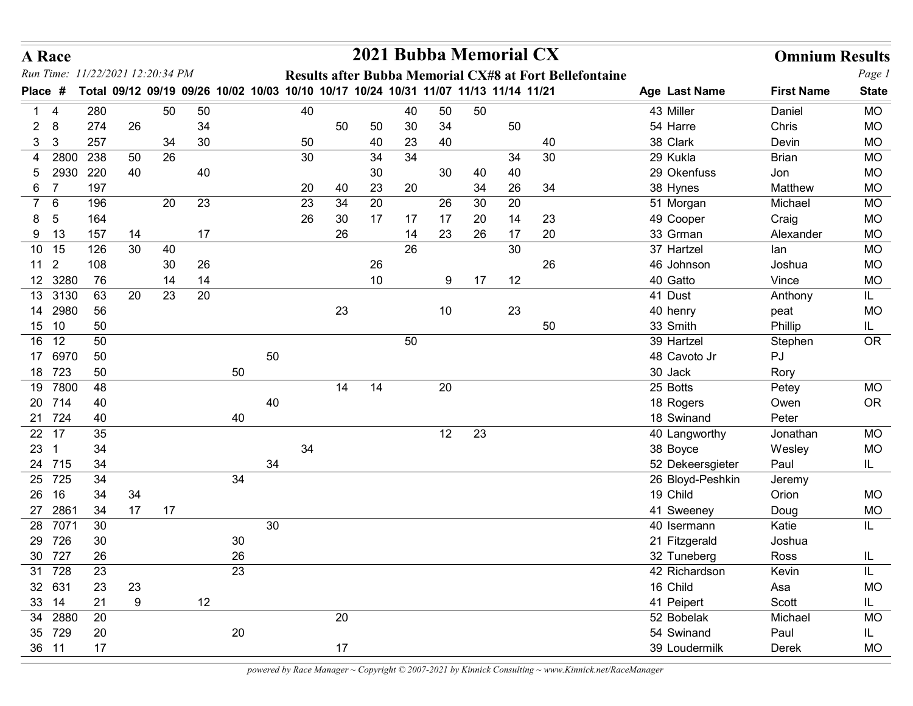**A Race**

# 2021 Bubba Memorial CX

**Omnium Results**

*Run Time: 11/22/2021 12:20:34 PM*

**Results after Bubba Memorial CX#8 at Fort Bellefontaine**

| Place | # | Total | 09/12 | 09/19 | 09/26 | 10/02 | 10/03 | 10/10 | 10/17 | 10/24 | 10/31 | 11/07 | 11/13 | 11/14 | 11/21 | Age | Last Name | First Name | State |
|---|---|---|---|---|---|---|---|---|---|---|---|---|---|---|---|---|---|---|---|
| 1 | 4 | 280 | | 50 | 50 | | | 40 | | | 40 | 50 | 50 | | | 43 | Miller | Daniel | MO |
| 2 | 8 | 274 | 26 | | 34 | | | | 50 | 50 | 30 | 34 | | 50 | | 54 | Harre | Chris | MO |
| 3 | 3 | 257 | | 34 | 30 | | | 50 | | 40 | 23 | 40 | | | 40 | 38 | Clark | Devin | MO |
| 4 | 2800 | 238 | 50 | 26 | | | | 30 | | 34 | 34 | | | 34 | 30 | 29 | Kukla | Brian | MO |
| 5 | 2930 | 220 | 40 | | 40 | | | | | 30 | | 30 | 40 | 40 | | 29 | Okenfuss | Jon | MO |
| 6 | 7 | 197 | | | | | | 20 | 40 | 23 | 20 | | 34 | 26 | 34 | 38 | Hynes | Matthew | MO |
| 7 | 6 | 196 | | 20 | 23 | | | 23 | 34 | 20 | | 26 | 30 | 20 | | 51 | Morgan | Michael | MO |
| 8 | 5 | 164 | | | | | | 26 | 30 | 17 | 17 | 17 | 20 | 14 | 23 | 49 | Cooper | Craig | MO |
| 9 | 13 | 157 | 14 | | 17 | | | | 26 | | 14 | 23 | 26 | 17 | 20 | 33 | Grman | Alexander | MO |
| 10 | 15 | 126 | 30 | 40 | | | | | | | 26 | | | 30 | | 37 | Hartzel | Ian | MO |
| 11 | 2 | 108 | | 30 | 26 | | | | | 26 | | | | | 26 | 46 | Johnson | Joshua | MO |
| 12 | 3280 | 76 | | 14 | 14 | | | | | 10 | | 9 | 17 | 12 | | 40 | Gatto | Vince | MO |
| 13 | 3130 | 63 | 20 | 23 | 20 | | | | | | | | | | | 41 | Dust | Anthony | IL |
| 14 | 2980 | 56 | | | | | | | 23 | | | 10 | | 23 | | 40 | henry | peat | MO |
| 15 | 10 | 50 | | | | | | | | | | | | | 50 | 33 | Smith | Phillip | IL |
| 16 | 12 | 50 | | | | | | | | | 50 | | | | | 39 | Hartzel | Stephen | OR |
| 17 | 6970 | 50 | | | | | 50 | | | | | | | | | 48 | Cavoto Jr | PJ | |
| 18 | 723 | 50 | | | | 50 | | | | | | | | | | 30 | Jack | Rory | |
| 19 | 7800 | 48 | | | | | | | 14 | 14 | | 20 | | | | 25 | Botts | Petey | MO |
| 20 | 714 | 40 | | | | | 40 | | | | | | | | | 18 | Rogers | Owen | OR |
| 21 | 724 | 40 | | | | 40 | | | | | | | | | | 18 | Swinand | Peter | |
| 22 | 17 | 35 | | | | | | | | | | 12 | 23 | | | 40 | Langworthy | Jonathan | MO |
| 23 | 1 | 34 | | | | | | 34 | | | | | | | | 38 | Boyce | Wesley | MO |
| 24 | 715 | 34 | | | | | 34 | | | | | | | | | 52 | Dekeersgieter | Paul | IL |
| 25 | 725 | 34 | | | | 34 | | | | | | | | | | 26 | Bloyd-Peshkin | Jeremy | |
| 26 | 16 | 34 | 34 | | | | | | | | | | | | | 19 | Child | Orion | MO |
| 27 | 2861 | 34 | 17 | 17 | | | | | | | | | | | | 41 | Sweeney | Doug | MO |
| 28 | 7071 | 30 | | | | | 30 | | | | | | | | | 40 | Isermann | Katie | IL |
| 29 | 726 | 30 | | | | 30 | | | | | | | | | | 21 | Fitzgerald | Joshua | |
| 30 | 727 | 26 | | | | 26 | | | | | | | | | | 32 | Tuneberg | Ross | IL |
| 31 | 728 | 23 | | | | 23 | | | | | | | | | | 42 | Richardson | Kevin | IL |
| 32 | 631 | 23 | 23 | | | | | | | | | | | | | 16 | Child | Asa | MO |
| 33 | 14 | 21 | 9 | | 12 | | | | | | | | | | | 41 | Peipert | Scott | IL |
| 34 | 2880 | 20 | | | | | | | 20 | | | | | | | 52 | Bobelak | Michael | MO |
| 35 | 729 | 20 | | | | 20 | | | | | | | | | | 54 | Swinand | Paul | IL |
| 36 | 11 | 17 | | | | | | | 17 | | | | | | | 39 | Loudermilk | Derek | MO |

*powered by Race Manager ~ Copyright © 2007-2021 by Kinnick Consulting ~ www.Kinnick.net/RaceManager*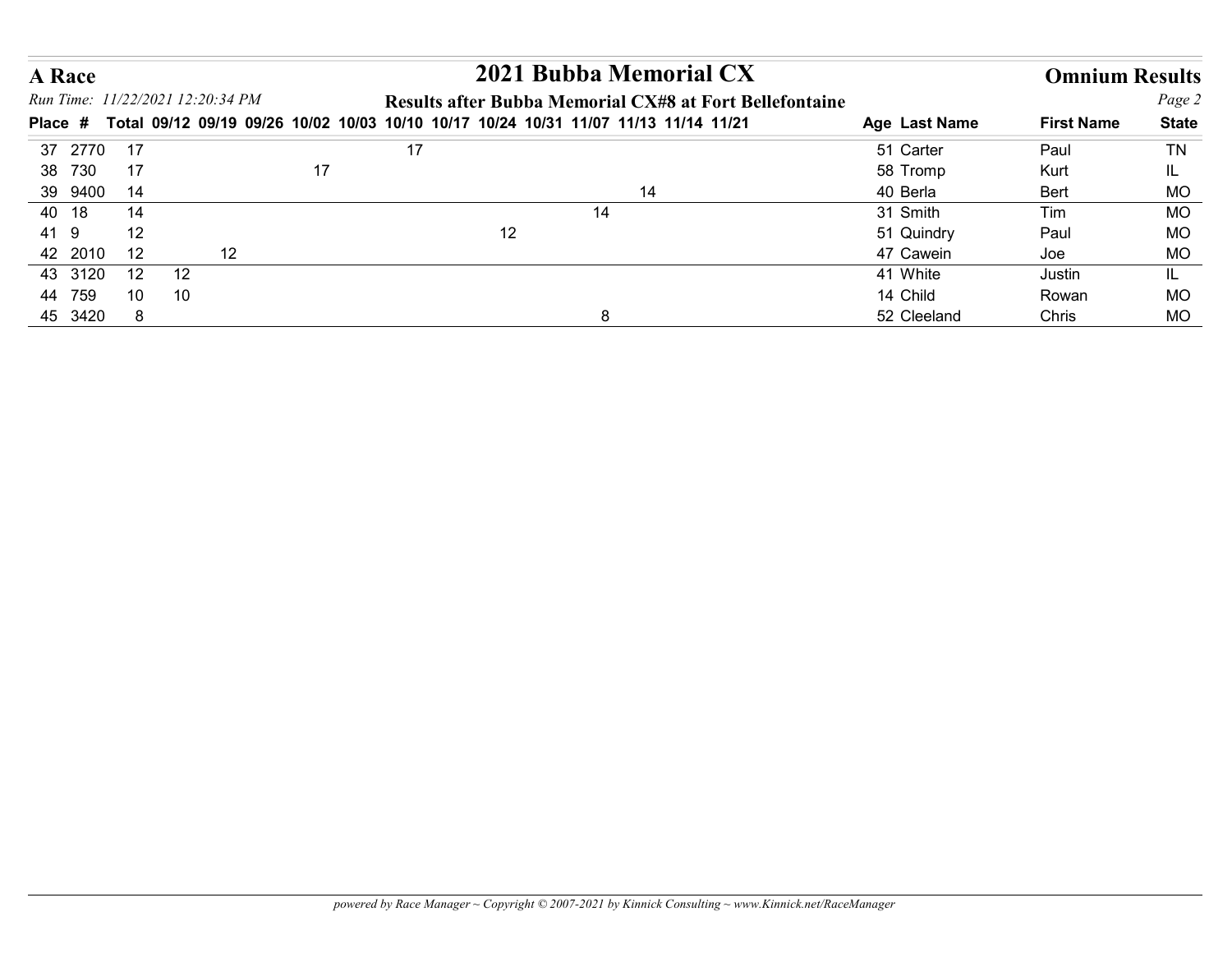## A Race

# 2021 Bubba Memorial CX

## Omnium Results

*Run Time: 11/22/2021 12:20:34 PM*

**Results after Bubba Memorial CX#8 at Fort Bellefontaine**

| Place | # | Total | 09/12 | 09/19 | 09/26 | 10/02 | 10/03 | 10/10 | 10/17 | 10/24 | 10/31 | 11/07 | 11/13 | 11/14 | 11/21 | Age | Last Name | First Name | State |
|---|---|---|---|---|---|---|---|---|---|---|---|---|---|---|---|---|---|---|---|
| 37 | 2770 | 17 | | | | | | 17 | | | | | | | | 51 | Carter | Paul | TN |
| 38 | 730 | 17 | | | | 17 | | | | | | | | | | 58 | Tromp | Kurt | IL |
| 39 | 9400 | 14 | | | | | | | | | | | 14 | | | 40 | Berla | Bert | MO |
| 40 | 18 | 14 | | | | | | | | | | 14 | | | | 31 | Smith | Tim | MO |
| 41 | 9 | 12 | | | | | | | | 12 | | | | | | 51 | Quindry | Paul | MO |
| 42 | 2010 | 12 | | 12 | | | | | | | | | | | | 47 | Cawein | Joe | MO |
| 43 | 3120 | 12 | 12 | | | | | | | | | | | | | 41 | White | Justin | IL |
| 44 | 759 | 10 | 10 | | | | | | | | | | | | | 14 | Child | Rowan | MO |
| 45 | 3420 | 8 | | | | | | | | | | 8 | | | | 52 | Cleeland | Chris | MO |

*powered by Race Manager ~ Copyright © 2007-2021 by Kinnick Consulting ~ www.Kinnick.net/RaceManager*